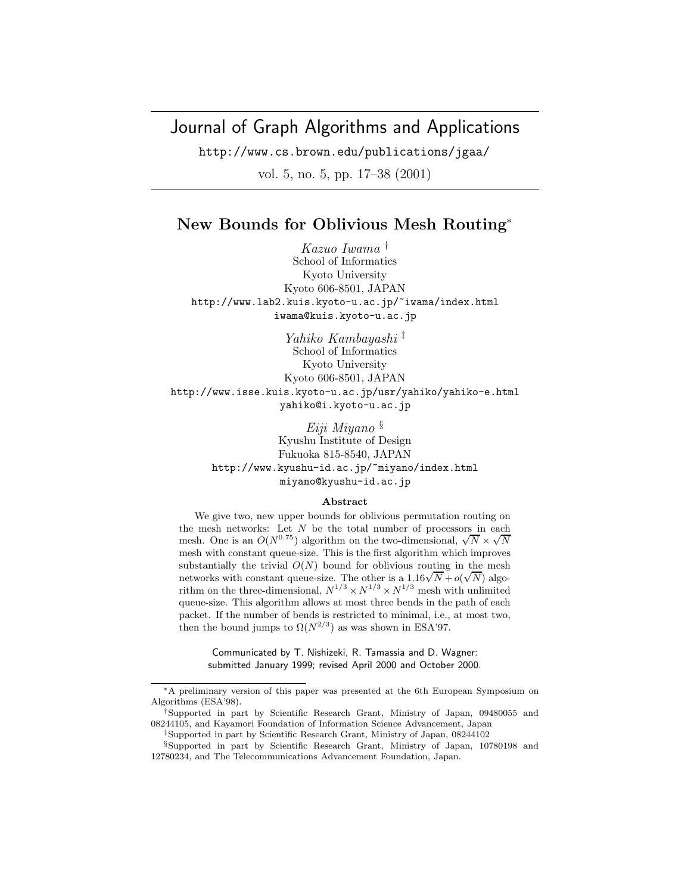# Journal of Graph Algorithms and Applications

http://www.cs.brown.edu/publications/jgaa/

vol. 5, no. 5, pp. 17–38 (2001)

## New Bounds for Oblivious Mesh Routing*

*Kazuo Iwama* †
School of Informatics
Kyoto University
Kyoto 606-8501, JAPAN
http://www.lab2.kuis.kyoto-u.ac.jp/~iwama/index.html
iwama@kuis.kyoto-u.ac.jp

*Yahiko Kambayashi* ‡
School of Informatics
Kyoto University
Kyoto 606-8501, JAPAN
http://www.isse.kuis.kyoto-u.ac.jp/usr/yahiko/yahiko-e.html
yahiko@i.kyoto-u.ac.jp

*Eiji Miyano* §
Kyushu Institute of Design
Fukuoka 815-8540, JAPAN
http://www.kyushu-id.ac.jp/~miyano/index.html
miyano@kyushu-id.ac.jp

### Abstract

We give two, new upper bounds for oblivious permutation routing on the mesh networks: Let $N$ be the total number of processors in each mesh. One is an $O(N^{0.75})$ algorithm on the two-dimensional, $\sqrt{N} \times \sqrt{N}$ mesh with constant queue-size. This is the first algorithm which improves substantially the trivial $O(N)$ bound for oblivious routing in the mesh networks with constant queue-size. The other is a $1.16\sqrt{N} + o(\sqrt{N})$ algorithm on the three-dimensional, $N^{1/3} \times N^{1/3} \times N^{1/3}$ mesh with unlimited queue-size. This algorithm allows at most three bends in the path of each packet. If the number of bends is restricted to minimal, i.e., at most two, then the bound jumps to $\Omega(N^{2/3})$ as was shown in ESA'97.

Communicated by T. Nishizeki, R. Tamassia and D. Wagner:
submitted January 1999; revised April 2000 and October 2000.

---

*A preliminary version of this paper was presented at the 6th European Symposium on Algorithms (ESA'98).

†Supported in part by Scientific Research Grant, Ministry of Japan, 09480055 and 08244105, and Kayamori Foundation of Information Science Advancement, Japan

‡Supported in part by Scientific Research Grant, Ministry of Japan, 08244102

§Supported in part by Scientific Research Grant, Ministry of Japan, 10780198 and 12780234, and The Telecommunications Advancement Foundation, Japan.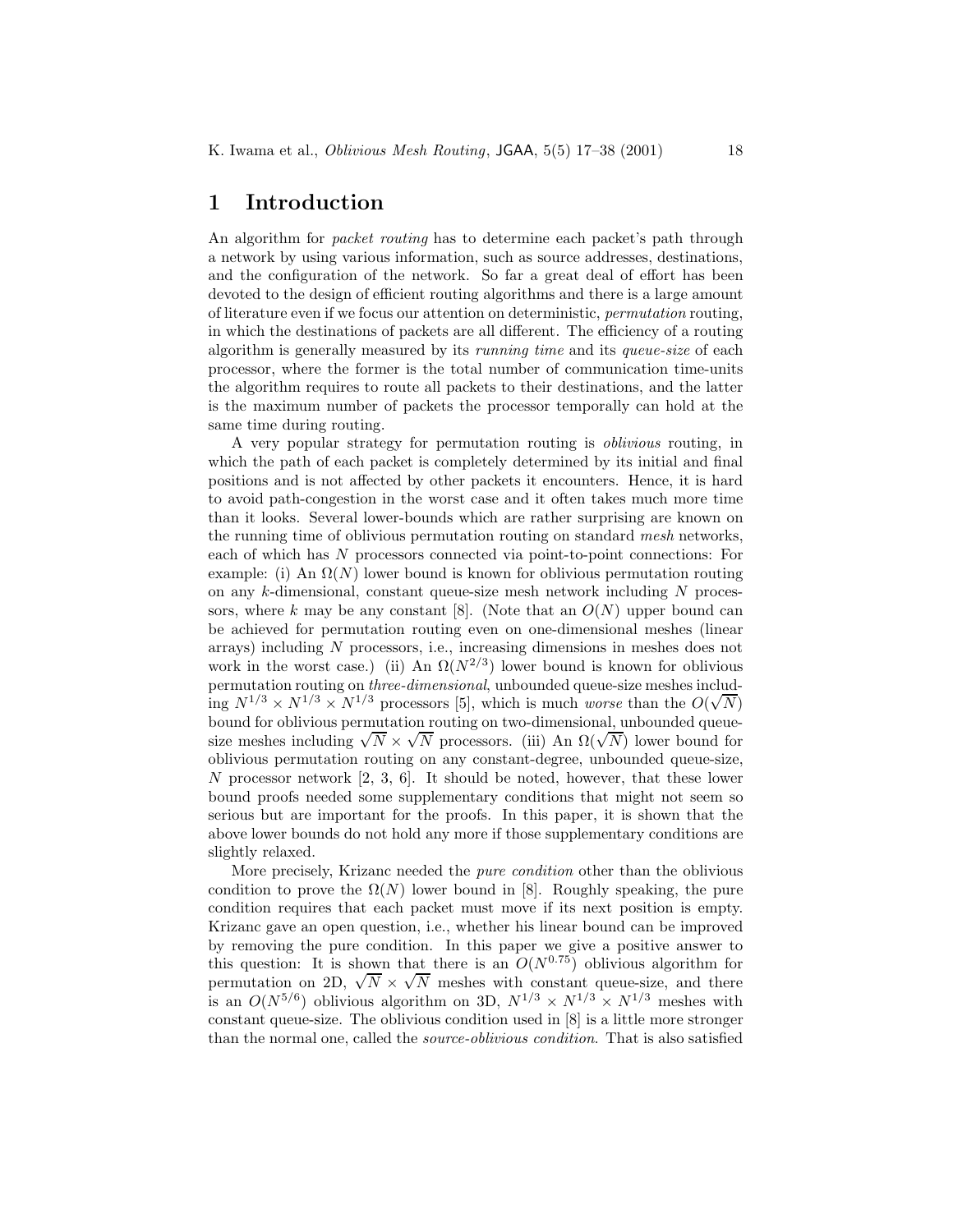# 1 Introduction

An algorithm for *packet routing* has to determine each packet's path through a network by using various information, such as source addresses, destinations, and the configuration of the network. So far a great deal of effort has been devoted to the design of efficient routing algorithms and there is a large amount of literature even if we focus our attention on deterministic, *permutation* routing, in which the destinations of packets are all different. The efficiency of a routing algorithm is generally measured by its *running time* and its *queue-size* of each processor, where the former is the total number of communication time-units the algorithm requires to route all packets to their destinations, and the latter is the maximum number of packets the processor temporally can hold at the same time during routing.

A very popular strategy for permutation routing is *oblivious* routing, in which the path of each packet is completely determined by its initial and final positions and is not affected by other packets it encounters. Hence, it is hard to avoid path-congestion in the worst case and it often takes much more time than it looks. Several lower-bounds which are rather surprising are known on the running time of oblivious permutation routing on standard *mesh* networks, each of which has $N$ processors connected via point-to-point connections: For example: (i) An $\Omega(N)$ lower bound is known for oblivious permutation routing on any $k$-dimensional, constant queue-size mesh network including $N$ processors, where $k$ may be any constant [8]. (Note that an $O(N)$ upper bound can be achieved for permutation routing even on one-dimensional meshes (linear arrays) including $N$ processors, i.e., increasing dimensions in meshes does not work in the worst case.) (ii) An $\Omega(N^{2/3})$ lower bound is known for oblivious permutation routing on *three-dimensional*, unbounded queue-size meshes including $N^{1/3} \times N^{1/3} \times N^{1/3}$ processors [5], which is much *worse* than the $O(\sqrt{N})$ bound for oblivious permutation routing on two-dimensional, unbounded queue-size meshes including $\sqrt{N} \times \sqrt{N}$ processors. (iii) An $\Omega(\sqrt{N})$ lower bound for oblivious permutation routing on any constant-degree, unbounded queue-size, $N$ processor network [2, 3, 6]. It should be noted, however, that these lower bound proofs needed some supplementary conditions that might not seem so serious but are important for the proofs. In this paper, it is shown that the above lower bounds do not hold any more if those supplementary conditions are slightly relaxed.

More precisely, Krizanc needed the *pure condition* other than the oblivious condition to prove the $\Omega(N)$ lower bound in [8]. Roughly speaking, the pure condition requires that each packet must move if its next position is empty. Krizanc gave an open question, i.e., whether his linear bound can be improved by removing the pure condition. In this paper we give a positive answer to this question: It is shown that there is an $O(N^{0.75})$ oblivious algorithm for permutation on 2D, $\sqrt{N} \times \sqrt{N}$ meshes with constant queue-size, and there is an $O(N^{5/6})$ oblivious algorithm on 3D, $N^{1/3} \times N^{1/3} \times N^{1/3}$ meshes with constant queue-size. The oblivious condition used in [8] is a little more stronger than the normal one, called the *source-oblivious condition*. That is also satisfied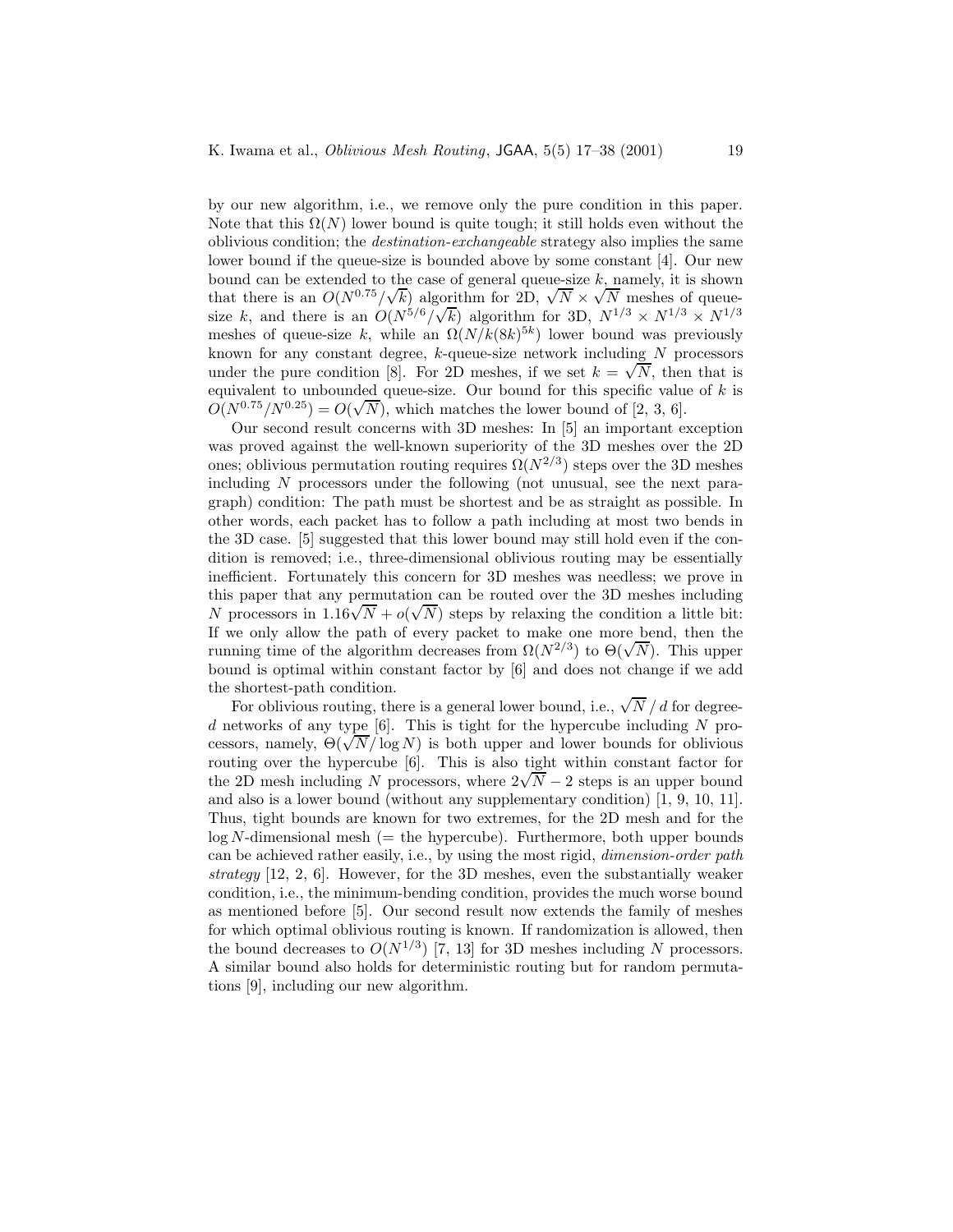by our new algorithm, i.e., we remove only the pure condition in this paper. Note that this $\Omega(N)$ lower bound is quite tough; it still holds even without the oblivious condition; the *destination-exchangeable* strategy also implies the same lower bound if the queue-size is bounded above by some constant [4]. Our new bound can be extended to the case of general queue-size $k$, namely, it is shown that there is an $O(N^{0.75}/\sqrt{k})$ algorithm for 2D, $\sqrt{N} \times \sqrt{N}$ meshes of queue-size $k$, and there is an $O(N^{5/6}/\sqrt{k})$ algorithm for 3D, $N^{1/3} \times N^{1/3} \times N^{1/3}$ meshes of queue-size $k$, while an $\Omega(N/k(8k)^{5k})$ lower bound was previously known for any constant degree, $k$-queue-size network including $N$ processors under the pure condition [8]. For 2D meshes, if we set $k = \sqrt{N}$, then that is equivalent to unbounded queue-size. Our bound for this specific value of $k$ is $O(N^{0.75}/N^{0.25}) = O(\sqrt{N})$, which matches the lower bound of [2, 3, 6].

Our second result concerns with 3D meshes: In [5] an important exception was proved against the well-known superiority of the 3D meshes over the 2D ones; oblivious permutation routing requires $\Omega(N^{2/3})$ steps over the 3D meshes including $N$ processors under the following (not unusual, see the next paragraph) condition: The path must be shortest and be as straight as possible. In other words, each packet has to follow a path including at most two bends in the 3D case. [5] suggested that this lower bound may still hold even if the condition is removed; i.e., three-dimensional oblivious routing may be essentially inefficient. Fortunately this concern for 3D meshes was needless; we prove in this paper that any permutation can be routed over the 3D meshes including $N$ processors in $1.16\sqrt{N} + o(\sqrt{N})$ steps by relaxing the condition a little bit: If we only allow the path of every packet to make one more bend, then the running time of the algorithm decreases from $\Omega(N^{2/3})$ to $\Theta(\sqrt{N})$. This upper bound is optimal within constant factor by [6] and does not change if we add the shortest-path condition.

For oblivious routing, there is a general lower bound, i.e., $\sqrt{N}\,/\,d$ for degree-$d$ networks of any type [6]. This is tight for the hypercube including $N$ processors, namely, $\Theta(\sqrt{N}/\log N)$ is both upper and lower bounds for oblivious routing over the hypercube [6]. This is also tight within constant factor for the 2D mesh including $N$ processors, where $2\sqrt{N} - 2$ steps is an upper bound and also is a lower bound (without any supplementary condition) [1, 9, 10, 11]. Thus, tight bounds are known for two extremes, for the 2D mesh and for the $\log N$-dimensional mesh (= the hypercube). Furthermore, both upper bounds can be achieved rather easily, i.e., by using the most rigid, *dimension-order path strategy* [12, 2, 6]. However, for the 3D meshes, even the substantially weaker condition, i.e., the minimum-bending condition, provides the much worse bound as mentioned before [5]. Our second result now extends the family of meshes for which optimal oblivious routing is known. If randomization is allowed, then the bound decreases to $O(N^{1/3})$ [7, 13] for 3D meshes including $N$ processors. A similar bound also holds for deterministic routing but for random permutations [9], including our new algorithm.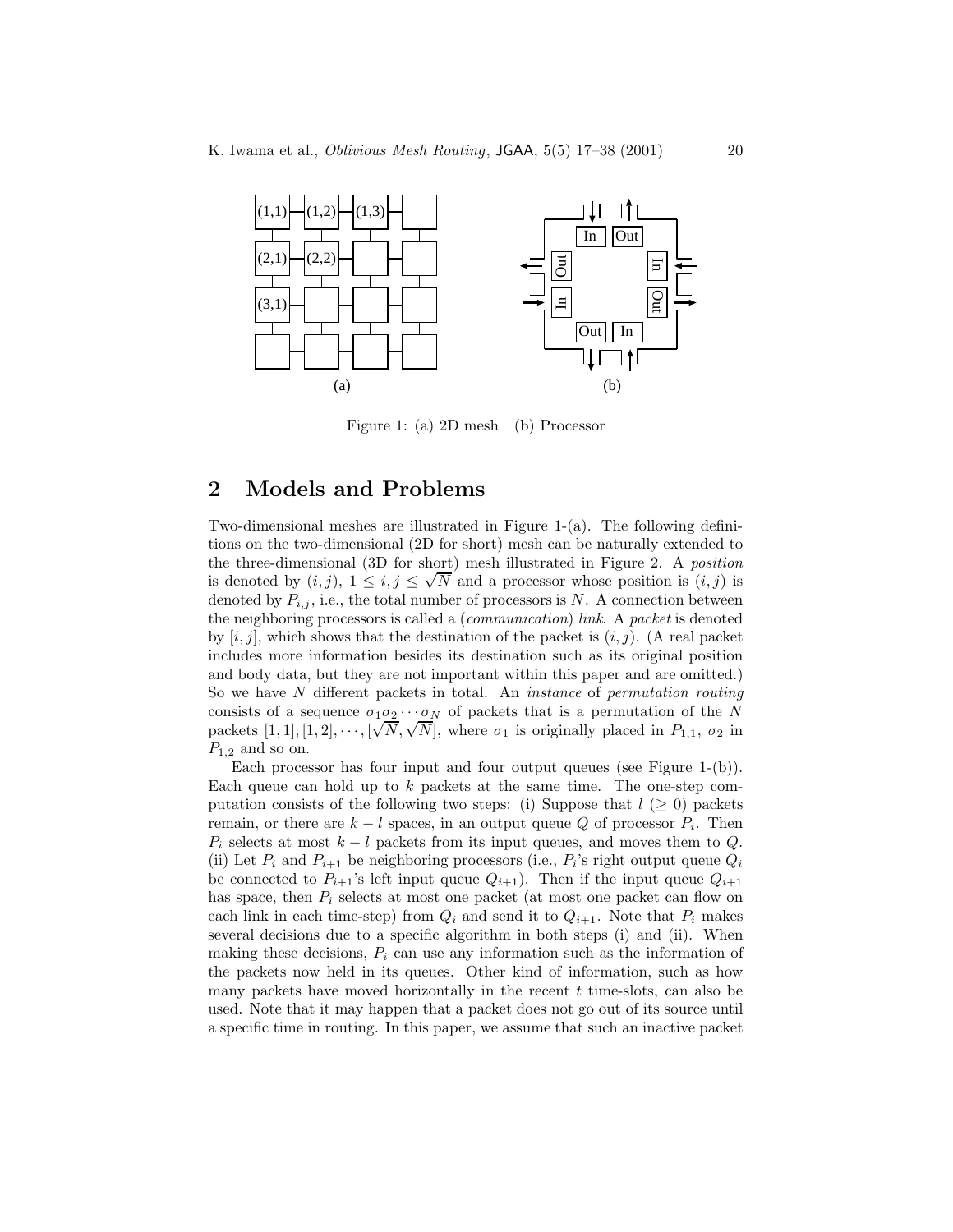Figure 1: (a) 2D mesh (b) Processor

## 2 Models and Problems

Two-dimensional meshes are illustrated in Figure 1-(a). The following definitions on the two-dimensional (2D for short) mesh can be naturally extended to the three-dimensional (3D for short) mesh illustrated in Figure 2. A *position* is denoted by $(i, j)$, $1 \leq i, j \leq \sqrt{N}$ and a processor whose position is $(i, j)$ is denoted by $P_{i,j}$, i.e., the total number of processors is $N$. A connection between the neighboring processors is called a (*communication*) *link*. A *packet* is denoted by $[i, j]$, which shows that the destination of the packet is $(i, j)$. (A real packet includes more information besides its destination such as its original position and body data, but they are not important within this paper and are omitted.) So we have $N$ different packets in total. An *instance* of *permutation routing* consists of a sequence $\sigma_1\sigma_2 \cdots \sigma_N$ of packets that is a permutation of the $N$ packets $[1, 1], [1, 2], \cdots, [\sqrt{N}, \sqrt{N}]$, where $\sigma_1$ is originally placed in $P_{1,1}$, $\sigma_2$ in $P_{1,2}$ and so on.

Each processor has four input and four output queues (see Figure 1-(b)). Each queue can hold up to $k$ packets at the same time. The one-step computation consists of the following two steps: (i) Suppose that $l$ $(\geq 0)$ packets remain, or there are $k - l$ spaces, in an output queue $Q$ of processor $P_i$. Then $P_i$ selects at most $k - l$ packets from its input queues, and moves them to $Q$. (ii) Let $P_i$ and $P_{i+1}$ be neighboring processors (i.e., $P_i$'s right output queue $Q_i$ be connected to $P_{i+1}$'s left input queue $Q_{i+1}$). Then if the input queue $Q_{i+1}$ has space, then $P_i$ selects at most one packet (at most one packet can flow on each link in each time-step) from $Q_i$ and send it to $Q_{i+1}$. Note that $P_i$ makes several decisions due to a specific algorithm in both steps (i) and (ii). When making these decisions, $P_i$ can use any information such as the information of the packets now held in its queues. Other kind of information, such as how many packets have moved horizontally in the recent $t$ time-slots, can also be used. Note that it may happen that a packet does not go out of its source until a specific time in routing. In this paper, we assume that such an inactive packet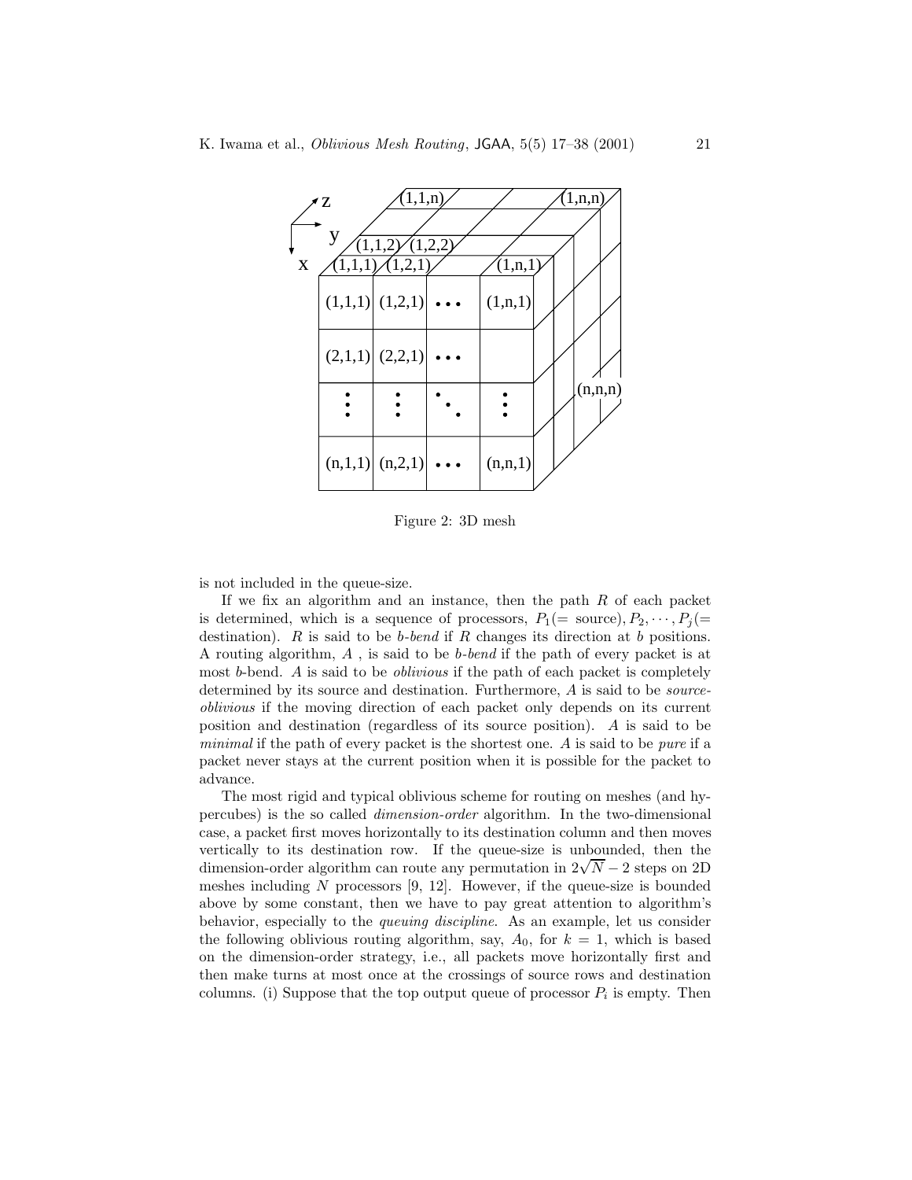Figure 2: 3D mesh

is not included in the queue-size.

If we fix an algorithm and an instance, then the path $R$ of each packet is determined, which is a sequence of processors, $P_1(=$ source$), P_2, \cdots, P_j(=$ destination$)$. $R$ is said to be *b-bend* if $R$ changes its direction at $b$ positions. A routing algorithm, $A$ , is said to be *b-bend* if the path of every packet is at most $b$-bend. $A$ is said to be *oblivious* if the path of each packet is completely determined by its source and destination. Furthermore, $A$ is said to be *source-oblivious* if the moving direction of each packet only depends on its current position and destination (regardless of its source position). $A$ is said to be *minimal* if the path of every packet is the shortest one. $A$ is said to be *pure* if a packet never stays at the current position when it is possible for the packet to advance.

The most rigid and typical oblivious scheme for routing on meshes (and hypercubes) is the so called *dimension-order* algorithm. In the two-dimensional case, a packet first moves horizontally to its destination column and then moves vertically to its destination row. If the queue-size is unbounded, then the dimension-order algorithm can route any permutation in $2\sqrt{N} - 2$ steps on 2D meshes including $N$ processors [9, 12]. However, if the queue-size is bounded above by some constant, then we have to pay great attention to algorithm's behavior, especially to the *queuing discipline*. As an example, let us consider the following oblivious routing algorithm, say, $A_0$, for $k = 1$, which is based on the dimension-order strategy, i.e., all packets move horizontally first and then make turns at most once at the crossings of source rows and destination columns. (i) Suppose that the top output queue of processor $P_i$ is empty. Then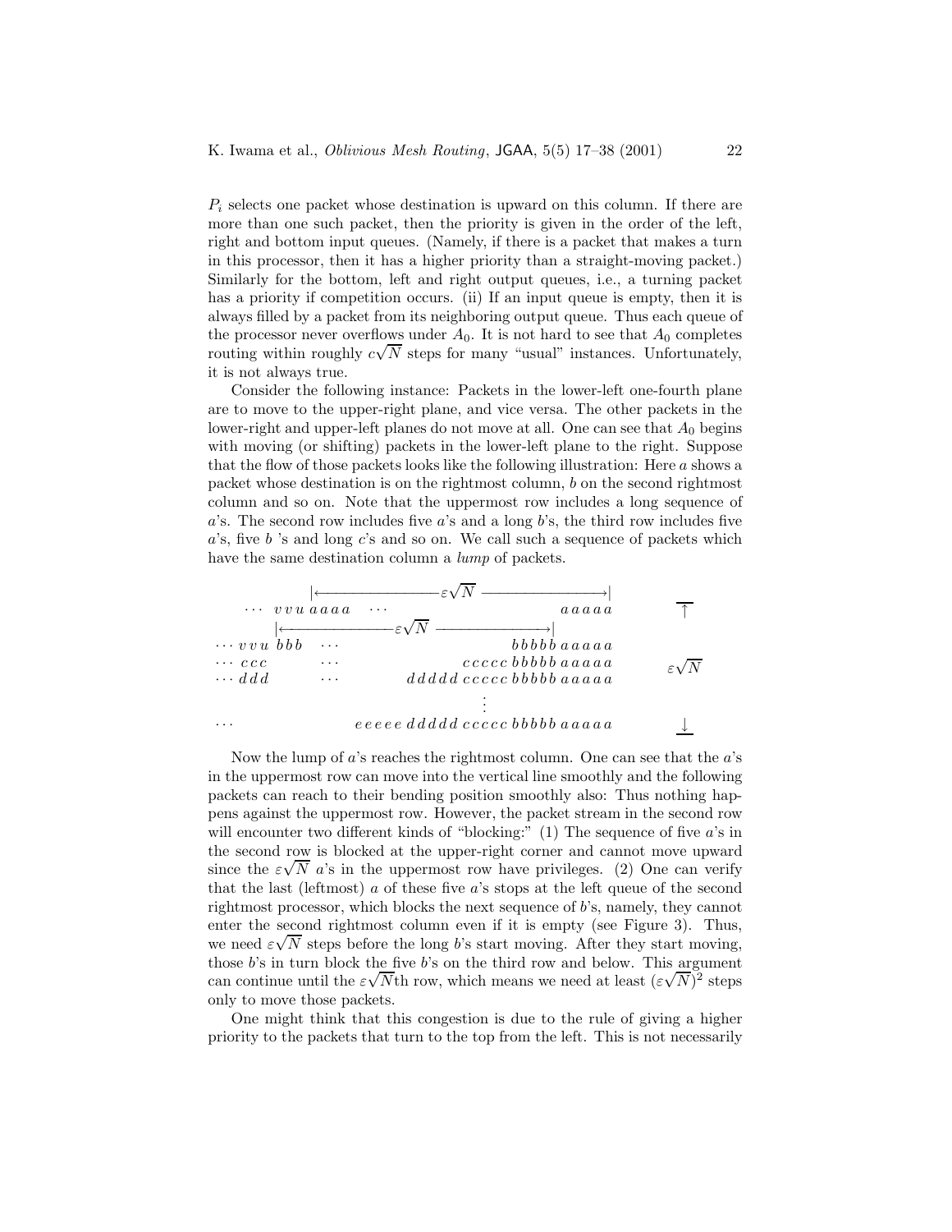$P_i$ selects one packet whose destination is upward on this column. If there are more than one such packet, then the priority is given in the order of the left, right and bottom input queues. (Namely, if there is a packet that makes a turn in this processor, then it has a higher priority than a straight-moving packet.) Similarly for the bottom, left and right output queues, i.e., a turning packet has a priority if competition occurs. (ii) If an input queue is empty, then it is always filled by a packet from its neighboring output queue. Thus each queue of the processor never overflows under $A_0$. It is not hard to see that $A_0$ completes routing within roughly $c\sqrt{N}$ steps for many "usual" instances. Unfortunately, it is not always true.

Consider the following instance: Packets in the lower-left one-fourth plane are to move to the upper-right plane, and vice versa. The other packets in the lower-right and upper-left planes do not move at all. One can see that $A_0$ begins with moving (or shifting) packets in the lower-left plane to the right. Suppose that the flow of those packets looks like the following illustration: Here $a$ shows a packet whose destination is on the rightmost column, $b$ on the second rightmost column and so on. Note that the uppermost row includes a long sequence of $a$'s. The second row includes five $a$'s and a long $b$'s, the third row includes five $a$'s, five $b$ 's and long $c$'s and so on. We call such a sequence of packets which have the same destination column a *lump* of packets.

```
              |<-------------- ε√N -------------->|
   ··· v v u a a a a   ···                       a a a a a        ↑
            |<------------- ε√N ------------->|
··· v v u  b b b   ···                  b b b b b a a a a a
··· c c c          ···            c c c c c b b b b b a a a a a       ε√N
··· d d d          ···      d d d d d c c c c c b b b b b a a a a a
                                        ⋮
···                   e e e e e d d d d d c c c c c b b b b b a a a a a     ↓
```

Now the lump of $a$'s reaches the rightmost column. One can see that the $a$'s in the uppermost row can move into the vertical line smoothly and the following packets can reach to their bending position smoothly also: Thus nothing happens against the uppermost row. However, the packet stream in the second row will encounter two different kinds of "blocking:" (1) The sequence of five $a$'s in the second row is blocked at the upper-right corner and cannot move upward since the $\varepsilon\sqrt{N}$ $a$'s in the uppermost row have privileges. (2) One can verify that the last (leftmost) $a$ of these five $a$'s stops at the left queue of the second rightmost processor, which blocks the next sequence of $b$'s, namely, they cannot enter the second rightmost column even if it is empty (see Figure 3). Thus, we need $\varepsilon\sqrt{N}$ steps before the long $b$'s start moving. After they start moving, those $b$'s in turn block the five $b$'s on the third row and below. This argument can continue until the $\varepsilon\sqrt{N}$th row, which means we need at least $(\varepsilon\sqrt{N})^2$ steps only to move those packets.

One might think that this congestion is due to the rule of giving a higher priority to the packets that turn to the top from the left. This is not necessarily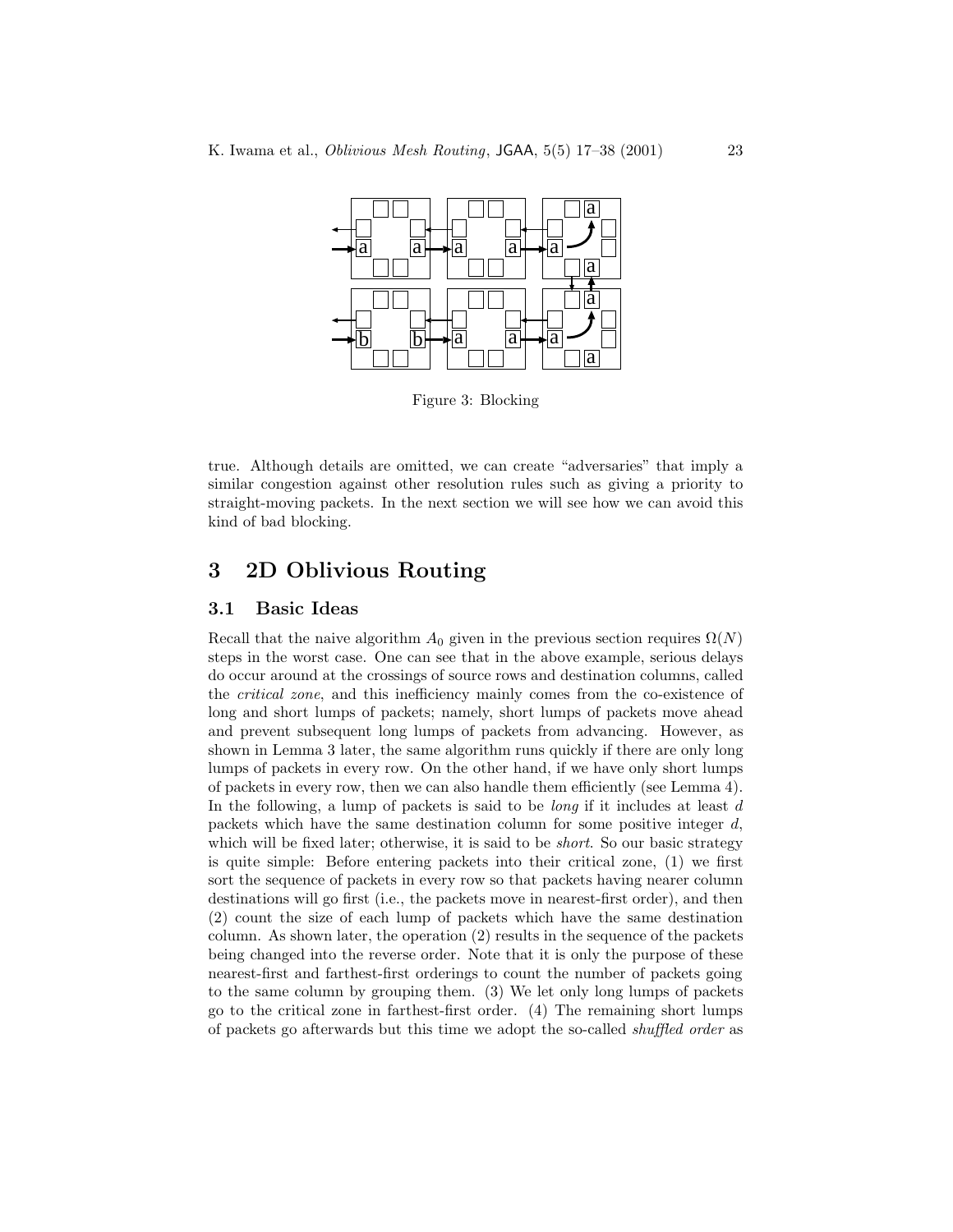Figure 3: Blocking

true. Although details are omitted, we can create "adversaries" that imply a similar congestion against other resolution rules such as giving a priority to straight-moving packets. In the next section we will see how we can avoid this kind of bad blocking.

# 3 2D Oblivious Routing

## 3.1 Basic Ideas

Recall that the naive algorithm $A_0$ given in the previous section requires $\Omega(N)$ steps in the worst case. One can see that in the above example, serious delays do occur around at the crossings of source rows and destination columns, called the *critical zone*, and this inefficiency mainly comes from the co-existence of long and short lumps of packets; namely, short lumps of packets move ahead and prevent subsequent long lumps of packets from advancing. However, as shown in Lemma 3 later, the same algorithm runs quickly if there are only long lumps of packets in every row. On the other hand, if we have only short lumps of packets in every row, then we can also handle them efficiently (see Lemma 4). In the following, a lump of packets is said to be *long* if it includes at least $d$ packets which have the same destination column for some positive integer $d$, which will be fixed later; otherwise, it is said to be *short*. So our basic strategy is quite simple: Before entering packets into their critical zone, (1) we first sort the sequence of packets in every row so that packets having nearer column destinations will go first (i.e., the packets move in nearest-first order), and then (2) count the size of each lump of packets which have the same destination column. As shown later, the operation (2) results in the sequence of the packets being changed into the reverse order. Note that it is only the purpose of these nearest-first and farthest-first orderings to count the number of packets going to the same column by grouping them. (3) We let only long lumps of packets go to the critical zone in farthest-first order. (4) The remaining short lumps of packets go afterwards but this time we adopt the so-called *shuffled order* as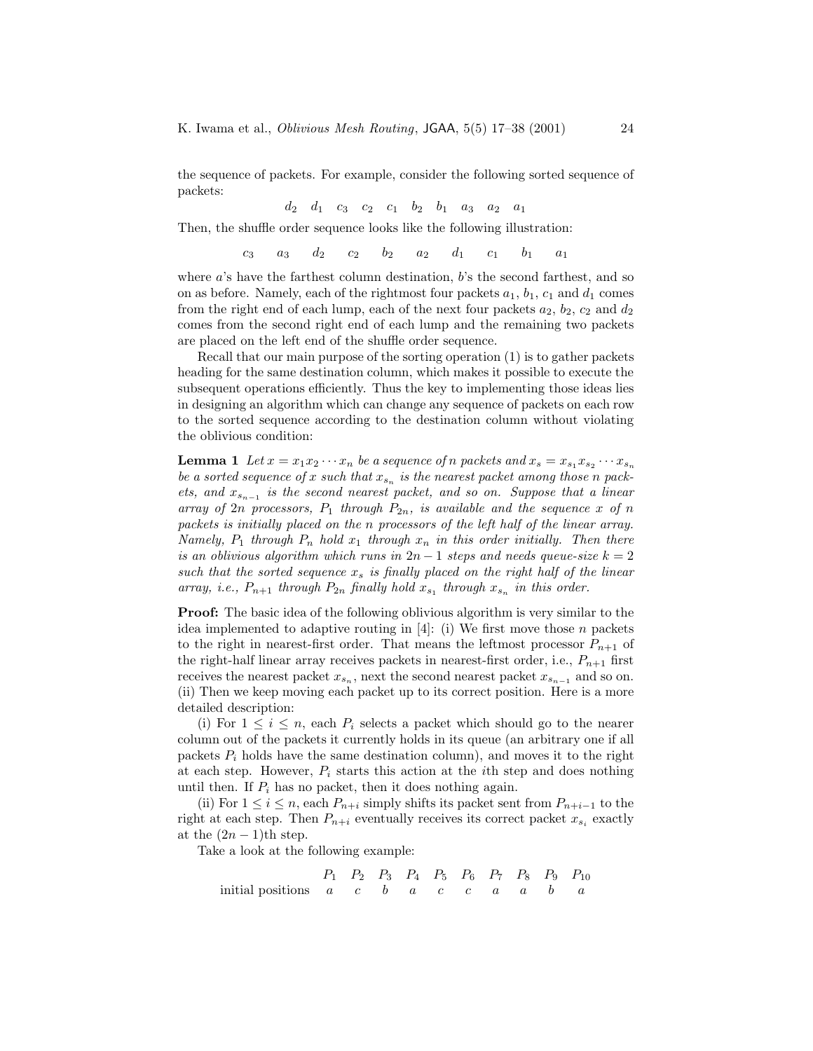the sequence of packets. For example, consider the following sorted sequence of packets:

$$d_2 \quad d_1 \quad c_3 \quad c_2 \quad c_1 \quad b_2 \quad b_1 \quad a_3 \quad a_2 \quad a_1$$

Then, the shuffle order sequence looks like the following illustration:

$$c_3 \qquad a_3 \qquad d_2 \qquad c_2 \qquad b_2 \qquad a_2 \qquad d_1 \qquad c_1 \qquad b_1 \qquad a_1$$

where $a$'s have the farthest column destination, $b$'s the second farthest, and so on as before. Namely, each of the rightmost four packets $a_1$, $b_1$, $c_1$ and $d_1$ comes from the right end of each lump, each of the next four packets $a_2$, $b_2$, $c_2$ and $d_2$ comes from the second right end of each lump and the remaining two packets are placed on the left end of the shuffle order sequence.

Recall that our main purpose of the sorting operation (1) is to gather packets heading for the same destination column, which makes it possible to execute the subsequent operations efficiently. Thus the key to implementing those ideas lies in designing an algorithm which can change any sequence of packets on each row to the sorted sequence according to the destination column without violating the oblivious condition:

**Lemma 1** *Let $x = x_1 x_2 \cdots x_n$ be a sequence of $n$ packets and $x_s = x_{s_1} x_{s_2} \cdots x_{s_n}$ be a sorted sequence of $x$ such that $x_{s_n}$ is the nearest packet among those $n$ packets, and $x_{s_{n-1}}$ is the second nearest packet, and so on. Suppose that a linear array of $2n$ processors, $P_1$ through $P_{2n}$, is available and the sequence $x$ of $n$ packets is initially placed on the $n$ processors of the left half of the linear array. Namely, $P_1$ through $P_n$ hold $x_1$ through $x_n$ in this order initially. Then there is an oblivious algorithm which runs in $2n-1$ steps and needs queue-size $k = 2$ such that the sorted sequence $x_s$ is finally placed on the right half of the linear array, i.e., $P_{n+1}$ through $P_{2n}$ finally hold $x_{s_1}$ through $x_{s_n}$ in this order.*

**Proof:** The basic idea of the following oblivious algorithm is very similar to the idea implemented to adaptive routing in [4]: (i) We first move those $n$ packets to the right in nearest-first order. That means the leftmost processor $P_{n+1}$ of the right-half linear array receives packets in nearest-first order, i.e., $P_{n+1}$ first receives the nearest packet $x_{s_n}$, next the second nearest packet $x_{s_{n-1}}$ and so on. (ii) Then we keep moving each packet up to its correct position. Here is a more detailed description:

(i) For $1 \leq i \leq n$, each $P_i$ selects a packet which should go to the nearer column out of the packets it currently holds in its queue (an arbitrary one if all packets $P_i$ holds have the same destination column), and moves it to the right at each step. However, $P_i$ starts this action at the $i$th step and does nothing until then. If $P_i$ has no packet, then it does nothing again.

(ii) For $1 \leq i \leq n$, each $P_{n+i}$ simply shifts its packet sent from $P_{n+i-1}$ to the right at each step. Then $P_{n+i}$ eventually receives its correct packet $x_{s_i}$ exactly at the $(2n-1)$th step.

Take a look at the following example:

| | $P_1$ | $P_2$ | $P_3$ | $P_4$ | $P_5$ | $P_6$ | $P_7$ | $P_8$ | $P_9$ | $P_{10}$ |
|---|---|---|---|---|---|---|---|---|---|---|
| initial positions | $a$ | $c$ | $b$ | $a$ | $c$ | $c$ | $a$ | $a$ | $b$ | $a$ |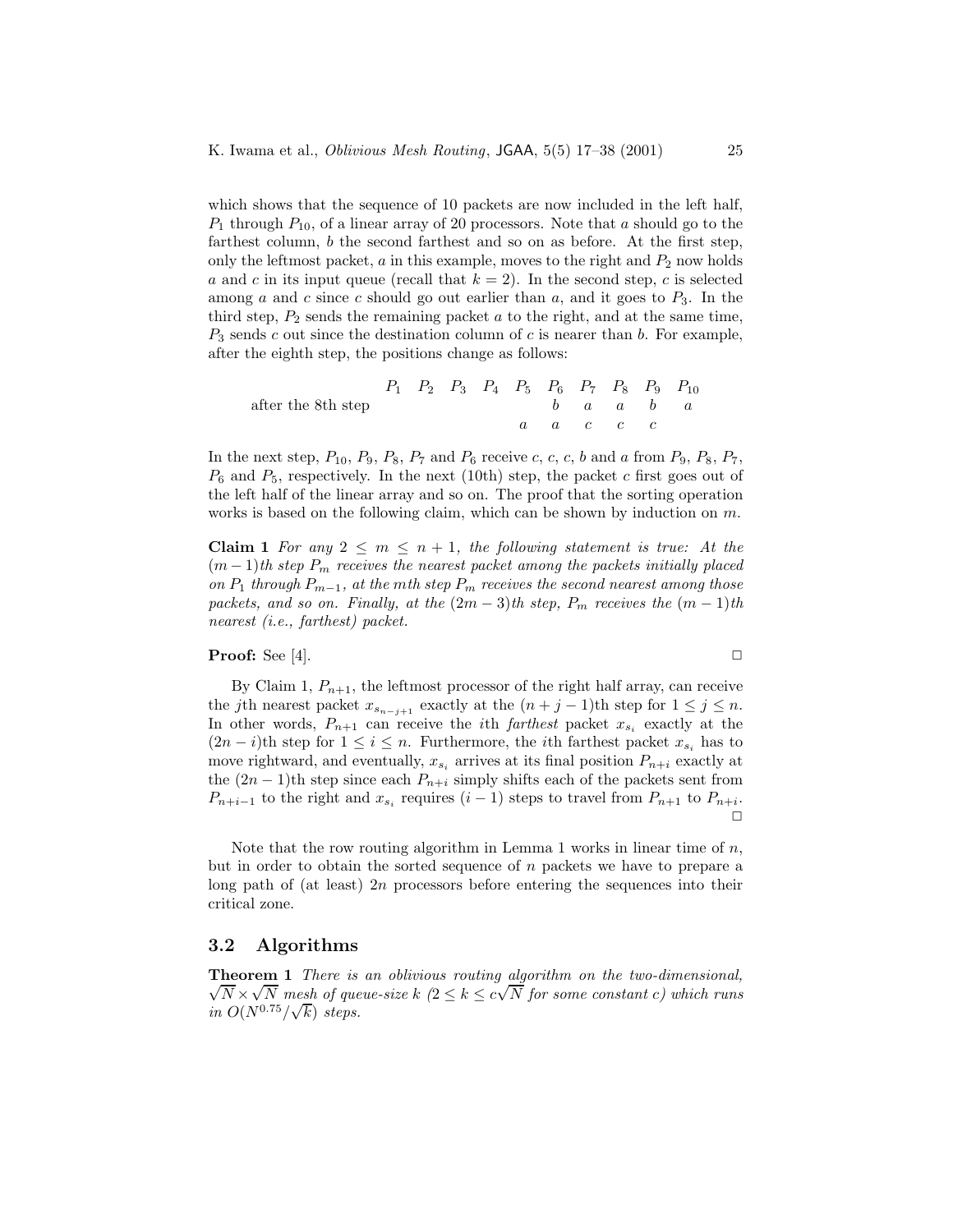which shows that the sequence of 10 packets are now included in the left half, $P_1$ through $P_{10}$, of a linear array of 20 processors. Note that $a$ should go to the farthest column, $b$ the second farthest and so on as before. At the first step, only the leftmost packet, $a$ in this example, moves to the right and $P_2$ now holds $a$ and $c$ in its input queue (recall that $k = 2$). In the second step, $c$ is selected among $a$ and $c$ since $c$ should go out earlier than $a$, and it goes to $P_3$. In the third step, $P_2$ sends the remaining packet $a$ to the right, and at the same time, $P_3$ sends $c$ out since the destination column of $c$ is nearer than $b$. For example, after the eighth step, the positions change as follows:

| | $P_1$ | $P_2$ | $P_3$ | $P_4$ | $P_5$ | $P_6$ | $P_7$ | $P_8$ | $P_9$ | $P_{10}$ |
|---|---|---|---|---|---|---|---|---|---|---|
| after the 8th step | | | | | | $b$ | $a$ | $a$ | $b$ | $a$ |
| | | | | | $a$ | $a$ | $c$ | $c$ | $c$ | |

In the next step, $P_{10}$, $P_9$, $P_8$, $P_7$ and $P_6$ receive $c$, $c$, $c$, $b$ and $a$ from $P_9$, $P_8$, $P_7$, $P_6$ and $P_5$, respectively. In the next (10th) step, the packet $c$ first goes out of the left half of the linear array and so on. The proof that the sorting operation works is based on the following claim, which can be shown by induction on $m$.

**Claim 1** *For any $2 \leq m \leq n+1$, the following statement is true: At the $(m-1)$th step $P_m$ receives the nearest packet among the packets initially placed on $P_1$ through $P_{m-1}$, at the $m$th step $P_m$ receives the second nearest among those packets, and so on. Finally, at the $(2m-3)$th step, $P_m$ receives the $(m-1)$th nearest (i.e., farthest) packet.*

**Proof:** See [4]. □

By Claim 1, $P_{n+1}$, the leftmost processor of the right half array, can receive the $j$th nearest packet $x_{s_{n-j+1}}$ exactly at the $(n+j-1)$th step for $1 \leq j \leq n$. In other words, $P_{n+1}$ can receive the $i$th *farthest* packet $x_{s_i}$ exactly at the $(2n-i)$th step for $1 \leq i \leq n$. Furthermore, the $i$th farthest packet $x_{s_i}$ has to move rightward, and eventually, $x_{s_i}$ arrives at its final position $P_{n+i}$ exactly at the $(2n-1)$th step since each $P_{n+i}$ simply shifts each of the packets sent from $P_{n+i-1}$ to the right and $x_{s_i}$ requires $(i-1)$ steps to travel from $P_{n+1}$ to $P_{n+i}$. □

Note that the row routing algorithm in Lemma 1 works in linear time of $n$, but in order to obtain the sorted sequence of $n$ packets we have to prepare a long path of (at least) $2n$ processors before entering the sequences into their critical zone.

## 3.2 Algorithms

**Theorem 1** *There is an oblivious routing algorithm on the two-dimensional, $\sqrt{N} \times \sqrt{N}$ mesh of queue-size $k$ ($2 \leq k \leq c\sqrt{N}$ for some constant $c$) which runs in $O(N^{0.75}/\sqrt{k})$ steps.*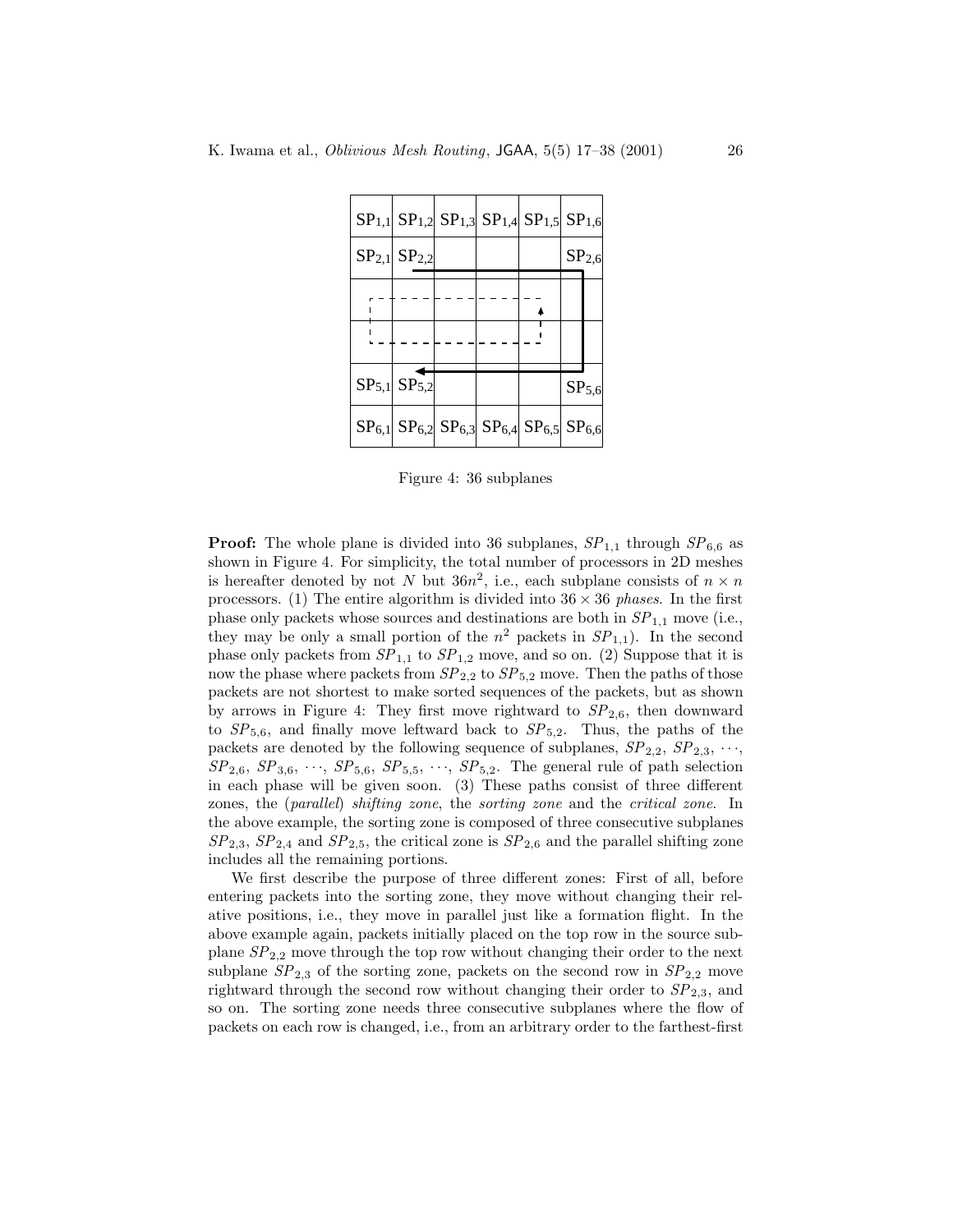| $SP_{1,1}$ | $SP_{1,2}$ | $SP_{1,3}$ | $SP_{1,4}$ | $SP_{1,5}$ | $SP_{1,6}$ |
|---|---|---|---|---|---|
| $SP_{2,1}$ | $SP_{2,2}$ | | | | $SP_{2,6}$ |
| | | | | | |
| | | | | | |
| $SP_{5,1}$ | $SP_{5,2}$ | | | | $SP_{5,6}$ |
| $SP_{6,1}$ | $SP_{6,2}$ | $SP_{6,3}$ | $SP_{6,4}$ | $SP_{6,5}$ | $SP_{6,6}$ |

Figure 4: 36 subplanes

**Proof:** The whole plane is divided into 36 subplanes, $SP_{1,1}$ through $SP_{6,6}$ as shown in Figure 4. For simplicity, the total number of processors in 2D meshes is hereafter denoted by not $N$ but $36n^2$, i.e., each subplane consists of $n \times n$ processors. (1) The entire algorithm is divided into $36 \times 36$ *phases*. In the first phase only packets whose sources and destinations are both in $SP_{1,1}$ move (i.e., they may be only a small portion of the $n^2$ packets in $SP_{1,1}$). In the second phase only packets from $SP_{1,1}$ to $SP_{1,2}$ move, and so on. (2) Suppose that it is now the phase where packets from $SP_{2,2}$ to $SP_{5,2}$ move. Then the paths of those packets are not shortest to make sorted sequences of the packets, but as shown by arrows in Figure 4: They first move rightward to $SP_{2,6}$, then downward to $SP_{5,6}$, and finally move leftward back to $SP_{5,2}$. Thus, the paths of the packets are denoted by the following sequence of subplanes, $SP_{2,2}$, $SP_{2,3}$, $\cdots$, $SP_{2,6}$, $SP_{3,6}$, $\cdots$, $SP_{5,6}$, $SP_{5,5}$, $\cdots$, $SP_{5,2}$. The general rule of path selection in each phase will be given soon. (3) These paths consist of three different zones, the (*parallel*) *shifting zone*, the *sorting zone* and the *critical zone*. In the above example, the sorting zone is composed of three consecutive subplanes $SP_{2,3}$, $SP_{2,4}$ and $SP_{2,5}$, the critical zone is $SP_{2,6}$ and the parallel shifting zone includes all the remaining portions.

We first describe the purpose of three different zones: First of all, before entering packets into the sorting zone, they move without changing their relative positions, i.e., they move in parallel just like a formation flight. In the above example again, packets initially placed on the top row in the source subplane $SP_{2,2}$ move through the top row without changing their order to the next subplane $SP_{2,3}$ of the sorting zone, packets on the second row in $SP_{2,2}$ move rightward through the second row without changing their order to $SP_{2,3}$, and so on. The sorting zone needs three consecutive subplanes where the flow of packets on each row is changed, i.e., from an arbitrary order to the farthest-first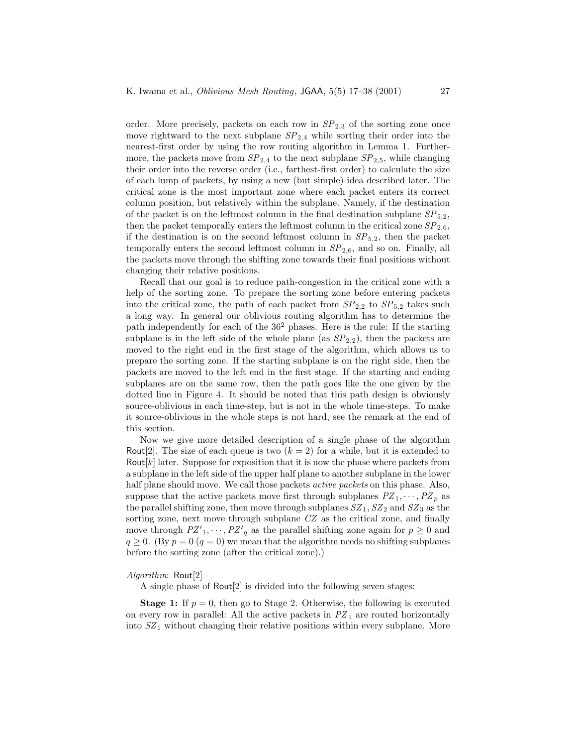order. More precisely, packets on each row in $SP_{2,3}$ of the sorting zone once move rightward to the next subplane $SP_{2,4}$ while sorting their order into the nearest-first order by using the row routing algorithm in Lemma 1. Furthermore, the packets move from $SP_{2,4}$ to the next subplane $SP_{2,5}$, while changing their order into the reverse order (i.e., farthest-first order) to calculate the size of each lump of packets, by using a new (but simple) idea described later. The critical zone is the most important zone where each packet enters its correct column position, but relatively within the subplane. Namely, if the destination of the packet is on the leftmost column in the final destination subplane $SP_{5,2}$, then the packet temporally enters the leftmost column in the critical zone $SP_{2,6}$, if the destination is on the second leftmost column in $SP_{5,2}$, then the packet temporally enters the second leftmost column in $SP_{2,6}$, and so on. Finally, all the packets move through the shifting zone towards their final positions without changing their relative positions.

Recall that our goal is to reduce path-congestion in the critical zone with a help of the sorting zone. To prepare the sorting zone before entering packets into the critical zone, the path of each packet from $SP_{2,2}$ to $SP_{5,2}$ takes such a long way. In general our oblivious routing algorithm has to determine the path independently for each of the $36^2$ phases. Here is the rule: If the starting subplane is in the left side of the whole plane (as $SP_{2,2}$), then the packets are moved to the right end in the first stage of the algorithm, which allows us to prepare the sorting zone. If the starting subplane is on the right side, then the packets are moved to the left end in the first stage. If the starting and ending subplanes are on the same row, then the path goes like the one given by the dotted line in Figure 4. It should be noted that this path design is obviously source-oblivious in each time-step, but is not in the whole time-steps. To make it source-oblivious in the whole steps is not hard, see the remark at the end of this section.

Now we give more detailed description of a single phase of the algorithm Rout[2]. The size of each queue is two ($k = 2$) for a while, but it is extended to Rout[$k$] later. Suppose for exposition that it is now the phase where packets from a subplane in the left side of the upper half plane to another subplane in the lower half plane should move. We call those packets *active packets* on this phase. Also, suppose that the active packets move first through subplanes $PZ_1, \cdots, PZ_p$ as the parallel shifting zone, then move through subplanes $SZ_1$, $SZ_2$ and $SZ_3$ as the sorting zone, next move through subplane $CZ$ as the critical zone, and finally move through $PZ'_1, \cdots, PZ'_q$ as the parallel shifting zone again for $p \geq 0$ and $q \geq 0$. (By $p = 0$ ($q = 0$) we mean that the algorithm needs no shifting subplanes before the sorting zone (after the critical zone).)

*Algorithm*: Rout[2]

A single phase of Rout[2] is divided into the following seven stages:

**Stage 1:** If $p = 0$, then go to Stage 2. Otherwise, the following is executed on every row in parallel: All the active packets in $PZ_1$ are routed horizontally into $SZ_1$ without changing their relative positions within every subplane. More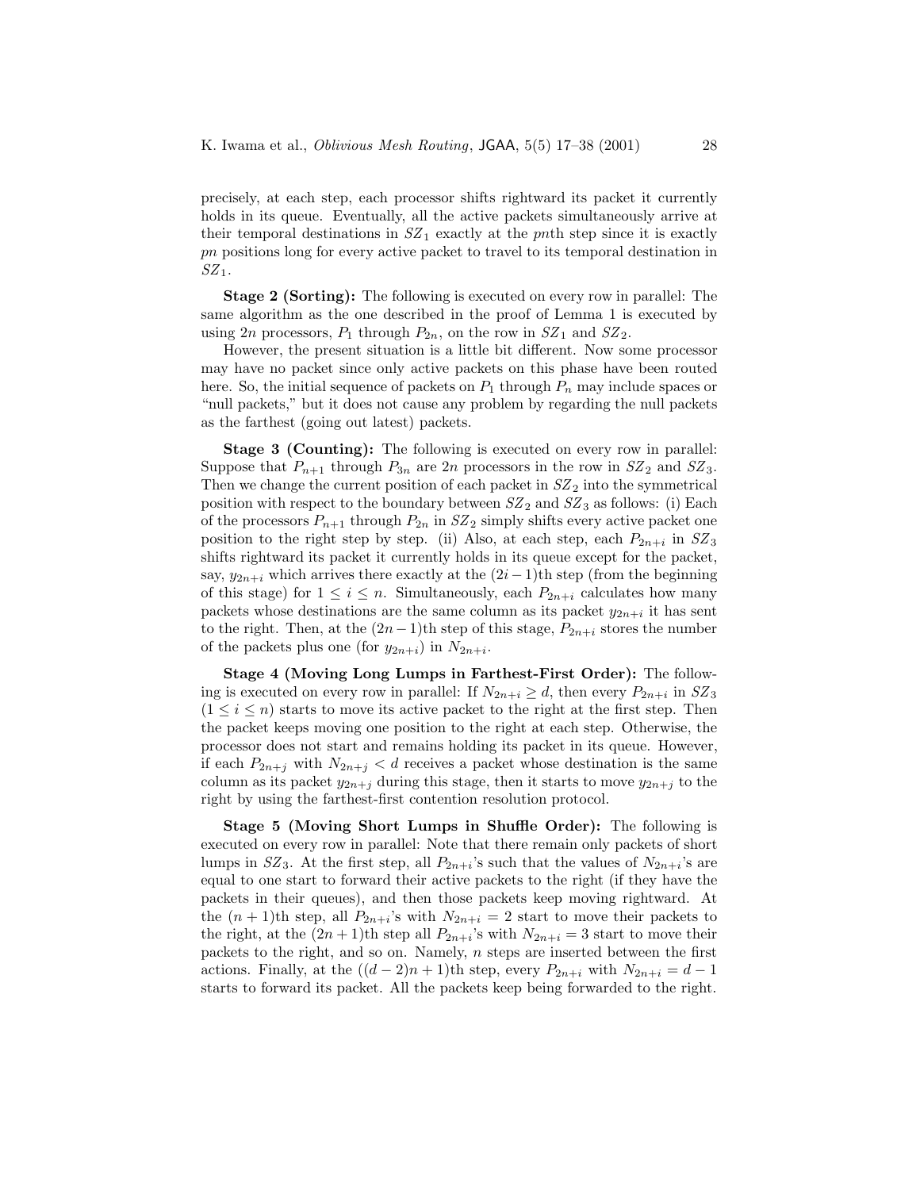precisely, at each step, each processor shifts rightward its packet it currently holds in its queue. Eventually, all the active packets simultaneously arrive at their temporal destinations in $SZ_1$ exactly at the $pn$th step since it is exactly $pn$ positions long for every active packet to travel to its temporal destination in $SZ_1$.

**Stage 2 (Sorting):** The following is executed on every row in parallel: The same algorithm as the one described in the proof of Lemma 1 is executed by using $2n$ processors, $P_1$ through $P_{2n}$, on the row in $SZ_1$ and $SZ_2$.

However, the present situation is a little bit different. Now some processor may have no packet since only active packets on this phase have been routed here. So, the initial sequence of packets on $P_1$ through $P_n$ may include spaces or "null packets," but it does not cause any problem by regarding the null packets as the farthest (going out latest) packets.

**Stage 3 (Counting):** The following is executed on every row in parallel: Suppose that $P_{n+1}$ through $P_{3n}$ are $2n$ processors in the row in $SZ_2$ and $SZ_3$. Then we change the current position of each packet in $SZ_2$ into the symmetrical position with respect to the boundary between $SZ_2$ and $SZ_3$ as follows: (i) Each of the processors $P_{n+1}$ through $P_{2n}$ in $SZ_2$ simply shifts every active packet one position to the right step by step. (ii) Also, at each step, each $P_{2n+i}$ in $SZ_3$ shifts rightward its packet it currently holds in its queue except for the packet, say, $y_{2n+i}$ which arrives there exactly at the $(2i-1)$th step (from the beginning of this stage) for $1 \leq i \leq n$. Simultaneously, each $P_{2n+i}$ calculates how many packets whose destinations are the same column as its packet $y_{2n+i}$ it has sent to the right. Then, at the $(2n-1)$th step of this stage, $P_{2n+i}$ stores the number of the packets plus one (for $y_{2n+i}$) in $N_{2n+i}$.

**Stage 4 (Moving Long Lumps in Farthest-First Order):** The following is executed on every row in parallel: If $N_{2n+i} \geq d$, then every $P_{2n+i}$ in $SZ_3$ $(1 \leq i \leq n)$ starts to move its active packet to the right at the first step. Then the packet keeps moving one position to the right at each step. Otherwise, the processor does not start and remains holding its packet in its queue. However, if each $P_{2n+j}$ with $N_{2n+j} < d$ receives a packet whose destination is the same column as its packet $y_{2n+j}$ during this stage, then it starts to move $y_{2n+j}$ to the right by using the farthest-first contention resolution protocol.

**Stage 5 (Moving Short Lumps in Shuffle Order):** The following is executed on every row in parallel: Note that there remain only packets of short lumps in $SZ_3$. At the first step, all $P_{2n+i}$'s such that the values of $N_{2n+i}$'s are equal to one start to forward their active packets to the right (if they have the packets in their queues), and then those packets keep moving rightward. At the $(n+1)$th step, all $P_{2n+i}$'s with $N_{2n+i} = 2$ start to move their packets to the right, at the $(2n+1)$th step all $P_{2n+i}$'s with $N_{2n+i} = 3$ start to move their packets to the right, and so on. Namely, $n$ steps are inserted between the first actions. Finally, at the $((d-2)n+1)$th step, every $P_{2n+i}$ with $N_{2n+i} = d-1$ starts to forward its packet. All the packets keep being forwarded to the right.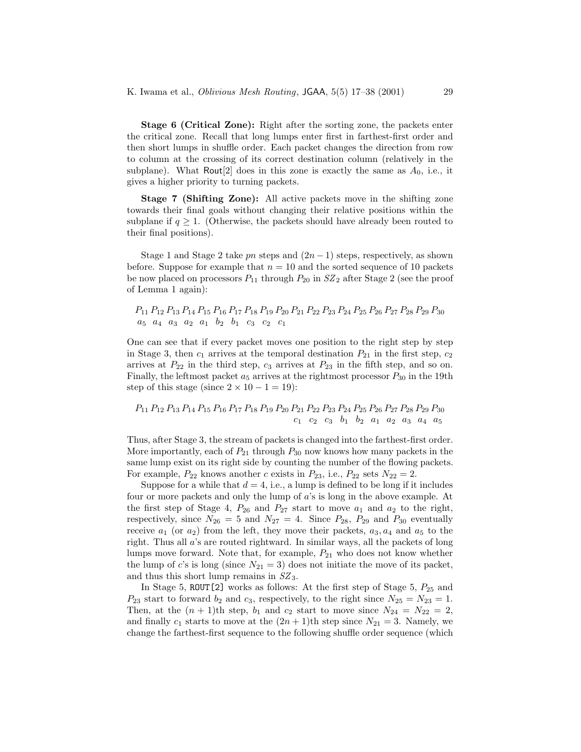**Stage 6 (Critical Zone):** Right after the sorting zone, the packets enter the critical zone. Recall that long lumps enter first in farthest-first order and then short lumps in shuffle order. Each packet changes the direction from row to column at the crossing of its correct destination column (relatively in the subplane). What Rout[2] does in this zone is exactly the same as $A_0$, i.e., it gives a higher priority to turning packets.

**Stage 7 (Shifting Zone):** All active packets move in the shifting zone towards their final goals without changing their relative positions within the subplane if $q \geq 1$. (Otherwise, the packets should have already been routed to their final positions).

Stage 1 and Stage 2 take $pn$ steps and $(2n-1)$ steps, respectively, as shown before. Suppose for example that $n = 10$ and the sorted sequence of 10 packets be now placed on processors $P_{11}$ through $P_{20}$ in $SZ_2$ after Stage 2 (see the proof of Lemma 1 again):

| $P_{11}$ | $P_{12}$ | $P_{13}$ | $P_{14}$ | $P_{15}$ | $P_{16}$ | $P_{17}$ | $P_{18}$ | $P_{19}$ | $P_{20}$ | $P_{21}$ | $P_{22}$ | $P_{23}$ | $P_{24}$ | $P_{25}$ | $P_{26}$ | $P_{27}$ | $P_{28}$ | $P_{29}$ | $P_{30}$ |
|---|---|---|---|---|---|---|---|---|---|---|---|---|---|---|---|---|---|---|---|
| $a_5$ | $a_4$ | $a_3$ | $a_2$ | $a_1$ | $b_2$ | $b_1$ | $c_3$ | $c_2$ | $c_1$ | | | | | | | | | | |

One can see that if every packet moves one position to the right step by step in Stage 3, then $c_1$ arrives at the temporal destination $P_{21}$ in the first step, $c_2$ arrives at $P_{22}$ in the third step, $c_3$ arrives at $P_{23}$ in the fifth step, and so on. Finally, the leftmost packet $a_5$ arrives at the rightmost processor $P_{30}$ in the 19th step of this stage (since $2 \times 10 - 1 = 19$):

| $P_{11}$ | $P_{12}$ | $P_{13}$ | $P_{14}$ | $P_{15}$ | $P_{16}$ | $P_{17}$ | $P_{18}$ | $P_{19}$ | $P_{20}$ | $P_{21}$ | $P_{22}$ | $P_{23}$ | $P_{24}$ | $P_{25}$ | $P_{26}$ | $P_{27}$ | $P_{28}$ | $P_{29}$ | $P_{30}$ |
|---|---|---|---|---|---|---|---|---|---|---|---|---|---|---|---|---|---|---|---|
| | | | | | | | | | | $c_1$ | $c_2$ | $c_3$ | $b_1$ | $b_2$ | $a_1$ | $a_2$ | $a_3$ | $a_4$ | $a_5$ |

Thus, after Stage 3, the stream of packets is changed into the farthest-first order. More importantly, each of $P_{21}$ through $P_{30}$ now knows how many packets in the same lump exist on its right side by counting the number of the flowing packets. For example, $P_{22}$ knows another $c$ exists in $P_{23}$, i.e., $P_{22}$ sets $N_{22} = 2$.

Suppose for a while that $d = 4$, i.e., a lump is defined to be long if it includes four or more packets and only the lump of $a$'s is long in the above example. At the first step of Stage 4, $P_{26}$ and $P_{27}$ start to move $a_1$ and $a_2$ to the right, respectively, since $N_{26} = 5$ and $N_{27} = 4$. Since $P_{28}$, $P_{29}$ and $P_{30}$ eventually receive $a_1$ (or $a_2$) from the left, they move their packets, $a_3, a_4$ and $a_5$ to the right. Thus all $a$'s are routed rightward. In similar ways, all the packets of long lumps move forward. Note that, for example, $P_{21}$ who does not know whether the lump of $c$'s is long (since $N_{21} = 3$) does not initiate the move of its packet, and thus this short lump remains in $SZ_3$.

In Stage 5, ROUT[2] works as follows: At the first step of Stage 5, $P_{25}$ and $P_{23}$ start to forward $b_2$ and $c_3$, respectively, to the right since $N_{25} = N_{23} = 1$. Then, at the $(n+1)$th step, $b_1$ and $c_2$ start to move since $N_{24} = N_{22} = 2$, and finally $c_1$ starts to move at the $(2n+1)$th step since $N_{21} = 3$. Namely, we change the farthest-first sequence to the following shuffle order sequence (which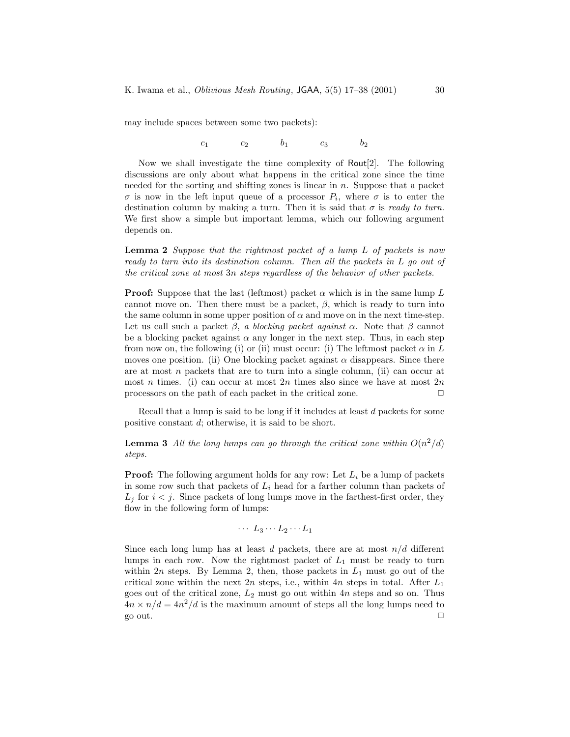may include spaces between some two packets):

$$c_1 \qquad c_2 \qquad b_1 \qquad c_3 \qquad b_2$$

Now we shall investigate the time complexity of Rout[2]. The following discussions are only about what happens in the critical zone since the time needed for the sorting and shifting zones is linear in $n$. Suppose that a packet $\sigma$ is now in the left input queue of a processor $P_i$, where $\sigma$ is to enter the destination column by making a turn. Then it is said that $\sigma$ is *ready to turn*. We first show a simple but important lemma, which our following argument depends on.

**Lemma 2** *Suppose that the rightmost packet of a lump $L$ of packets is now ready to turn into its destination column. Then all the packets in $L$ go out of the critical zone at most $3n$ steps regardless of the behavior of other packets.*

**Proof:** Suppose that the last (leftmost) packet $\alpha$ which is in the same lump $L$ cannot move on. Then there must be a packet, $\beta$, which is ready to turn into the same column in some upper position of $\alpha$ and move on in the next time-step. Let us call such a packet $\beta$, *a blocking packet against* $\alpha$. Note that $\beta$ cannot be a blocking packet against $\alpha$ any longer in the next step. Thus, in each step from now on, the following (i) or (ii) must occur: (i) The leftmost packet $\alpha$ in $L$ moves one position. (ii) One blocking packet against $\alpha$ disappears. Since there are at most $n$ packets that are to turn into a single column, (ii) can occur at most $n$ times. (i) can occur at most $2n$ times also since we have at most $2n$ processors on the path of each packet in the critical zone. □

Recall that a lump is said to be long if it includes at least $d$ packets for some positive constant $d$; otherwise, it is said to be short.

**Lemma 3** *All the long lumps can go through the critical zone within $O(n^2/d)$ steps.*

**Proof:** The following argument holds for any row: Let $L_i$ be a lump of packets in some row such that packets of $L_i$ head for a farther column than packets of $L_j$ for $i < j$. Since packets of long lumps move in the farthest-first order, they flow in the following form of lumps:

$$\cdots\ L_3 \cdots L_2 \cdots L_1$$

Since each long lump has at least $d$ packets, there are at most $n/d$ different lumps in each row. Now the rightmost packet of $L_1$ must be ready to turn within $2n$ steps. By Lemma 2, then, those packets in $L_1$ must go out of the critical zone within the next $2n$ steps, i.e., within $4n$ steps in total. After $L_1$ goes out of the critical zone, $L_2$ must go out within $4n$ steps and so on. Thus $4n \times n/d = 4n^2/d$ is the maximum amount of steps all the long lumps need to go out. □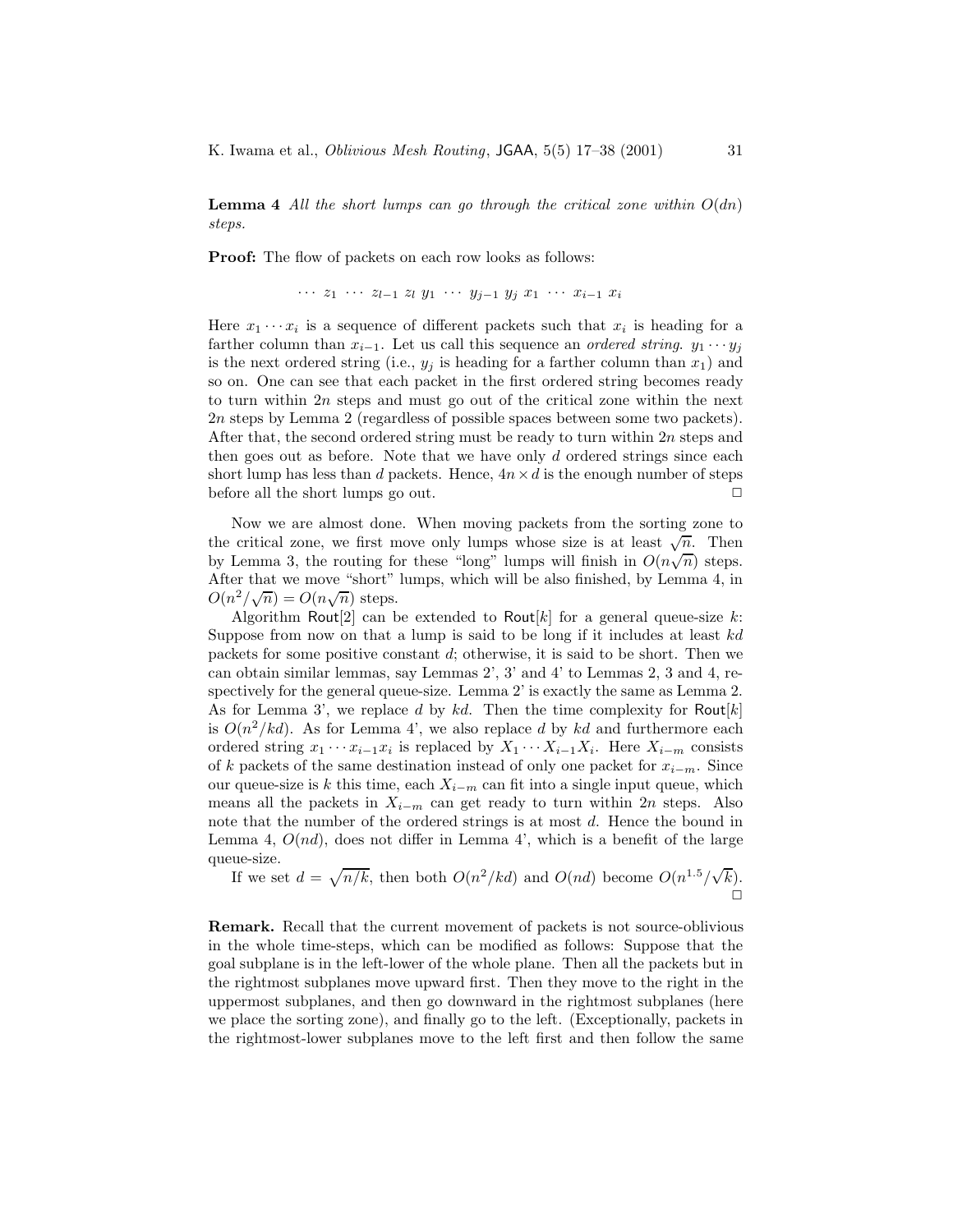**Lemma 4** *All the short lumps can go through the critical zone within $O(dn)$ steps.*

**Proof:** The flow of packets on each row looks as follows:

$$\cdots\ z_1\ \cdots\ z_{l-1}\ z_l\ y_1\ \cdots\ y_{j-1}\ y_j\ x_1\ \cdots\ x_{i-1}\ x_i$$

Here $x_1 \cdots x_i$ is a sequence of different packets such that $x_i$ is heading for a farther column than $x_{i-1}$. Let us call this sequence an *ordered string*. $y_1 \cdots y_j$ is the next ordered string (i.e., $y_j$ is heading for a farther column than $x_1$) and so on. One can see that each packet in the first ordered string becomes ready to turn within $2n$ steps and must go out of the critical zone within the next $2n$ steps by Lemma 2 (regardless of possible spaces between some two packets). After that, the second ordered string must be ready to turn within $2n$ steps and then goes out as before. Note that we have only $d$ ordered strings since each short lump has less than $d$ packets. Hence, $4n \times d$ is the enough number of steps before all the short lumps go out. □

Now we are almost done. When moving packets from the sorting zone to the critical zone, we first move only lumps whose size is at least $\sqrt{n}$. Then by Lemma 3, the routing for these "long" lumps will finish in $O(n\sqrt{n})$ steps. After that we move "short" lumps, which will be also finished, by Lemma 4, in $O(n^2/\sqrt{n}) = O(n\sqrt{n})$ steps.

Algorithm Rout[2] can be extended to Rout[$k$] for a general queue-size $k$: Suppose from now on that a lump is said to be long if it includes at least $kd$ packets for some positive constant $d$; otherwise, it is said to be short. Then we can obtain similar lemmas, say Lemmas 2', 3' and 4' to Lemmas 2, 3 and 4, respectively for the general queue-size. Lemma 2' is exactly the same as Lemma 2. As for Lemma 3', we replace $d$ by $kd$. Then the time complexity for Rout[$k$] is $O(n^2/kd)$. As for Lemma 4', we also replace $d$ by $kd$ and furthermore each ordered string $x_1 \cdots x_{i-1}x_i$ is replaced by $X_1 \cdots X_{i-1}X_i$. Here $X_{i-m}$ consists of $k$ packets of the same destination instead of only one packet for $x_{i-m}$. Since our queue-size is $k$ this time, each $X_{i-m}$ can fit into a single input queue, which means all the packets in $X_{i-m}$ can get ready to turn within $2n$ steps. Also note that the number of the ordered strings is at most $d$. Hence the bound in Lemma 4, $O(nd)$, does not differ in Lemma 4', which is a benefit of the large queue-size.

If we set $d = \sqrt{n/k}$, then both $O(n^2/kd)$ and $O(nd)$ become $O(n^{1.5}/\sqrt{k})$. □

**Remark.** Recall that the current movement of packets is not source-oblivious in the whole time-steps, which can be modified as follows: Suppose that the goal subplane is in the left-lower of the whole plane. Then all the packets but in the rightmost subplanes move upward first. Then they move to the right in the uppermost subplanes, and then go downward in the rightmost subplanes (here we place the sorting zone), and finally go to the left. (Exceptionally, packets in the rightmost-lower subplanes move to the left first and then follow the same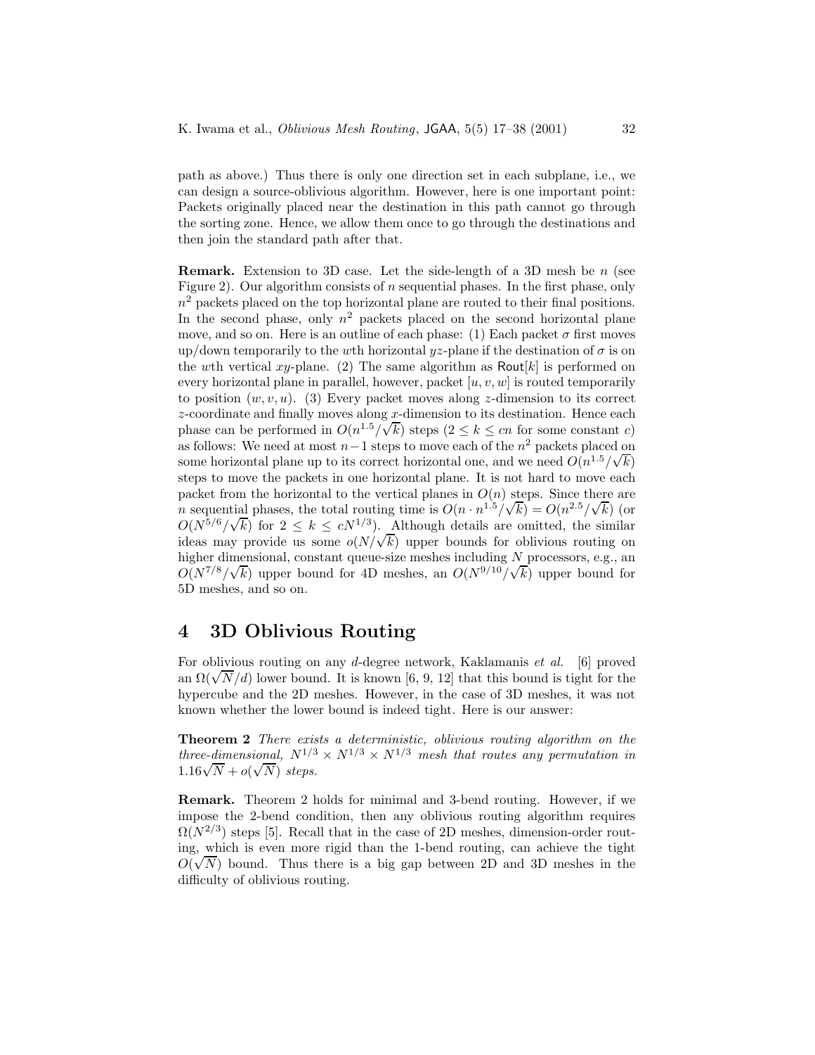path as above.) Thus there is only one direction set in each subplane, i.e., we can design a source-oblivious algorithm. However, here is one important point: Packets originally placed near the destination in this path cannot go through the sorting zone. Hence, we allow them once to go through the destinations and then join the standard path after that.

**Remark.** Extension to 3D case. Let the side-length of a 3D mesh be $n$ (see Figure 2). Our algorithm consists of $n$ sequential phases. In the first phase, only $n^2$ packets placed on the top horizontal plane are routed to their final positions. In the second phase, only $n^2$ packets placed on the second horizontal plane move, and so on. Here is an outline of each phase: (1) Each packet $\sigma$ first moves up/down temporarily to the $w$th horizontal $yz$-plane if the destination of $\sigma$ is on the $w$th vertical $xy$-plane. (2) The same algorithm as $\mathsf{Rout}[k]$ is performed on every horizontal plane in parallel, however, packet $[u, v, w]$ is routed temporarily to position $(w, v, u)$. (3) Every packet moves along $z$-dimension to its correct $z$-coordinate and finally moves along $x$-dimension to its destination. Hence each phase can be performed in $O(n^{1.5}/\sqrt{k})$ steps ($2 \leq k \leq cn$ for some constant $c$) as follows: We need at most $n-1$ steps to move each of the $n^2$ packets placed on some horizontal plane up to its correct horizontal one, and we need $O(n^{1.5}/\sqrt{k})$ steps to move the packets in one horizontal plane. It is not hard to move each packet from the horizontal to the vertical planes in $O(n)$ steps. Since there are $n$ sequential phases, the total routing time is $O(n \cdot n^{1.5}/\sqrt{k}) = O(n^{2.5}/\sqrt{k})$ (or $O(N^{5/6}/\sqrt{k})$ for $2 \leq k \leq cN^{1/3}$). Although details are omitted, the similar ideas may provide us some $o(N/\sqrt{k})$ upper bounds for oblivious routing on higher dimensional, constant queue-size meshes including $N$ processors, e.g., an $O(N^{7/8}/\sqrt{k})$ upper bound for 4D meshes, an $O(N^{9/10}/\sqrt{k})$ upper bound for 5D meshes, and so on.

# 4 3D Oblivious Routing

For oblivious routing on any $d$-degree network, Kaklamanis *et al.* [6] proved an $\Omega(\sqrt{N}/d)$ lower bound. It is known [6, 9, 12] that this bound is tight for the hypercube and the 2D meshes. However, in the case of 3D meshes, it was not known whether the lower bound is indeed tight. Here is our answer:

**Theorem 2** *There exists a deterministic, oblivious routing algorithm on the three-dimensional, $N^{1/3} \times N^{1/3} \times N^{1/3}$ mesh that routes any permutation in $1.16\sqrt{N} + o(\sqrt{N})$ steps.*

**Remark.** Theorem 2 holds for minimal and 3-bend routing. However, if we impose the 2-bend condition, then any oblivious routing algorithm requires $\Omega(N^{2/3})$ steps [5]. Recall that in the case of 2D meshes, dimension-order routing, which is even more rigid than the 1-bend routing, can achieve the tight $O(\sqrt{N})$ bound. Thus there is a big gap between 2D and 3D meshes in the difficulty of oblivious routing.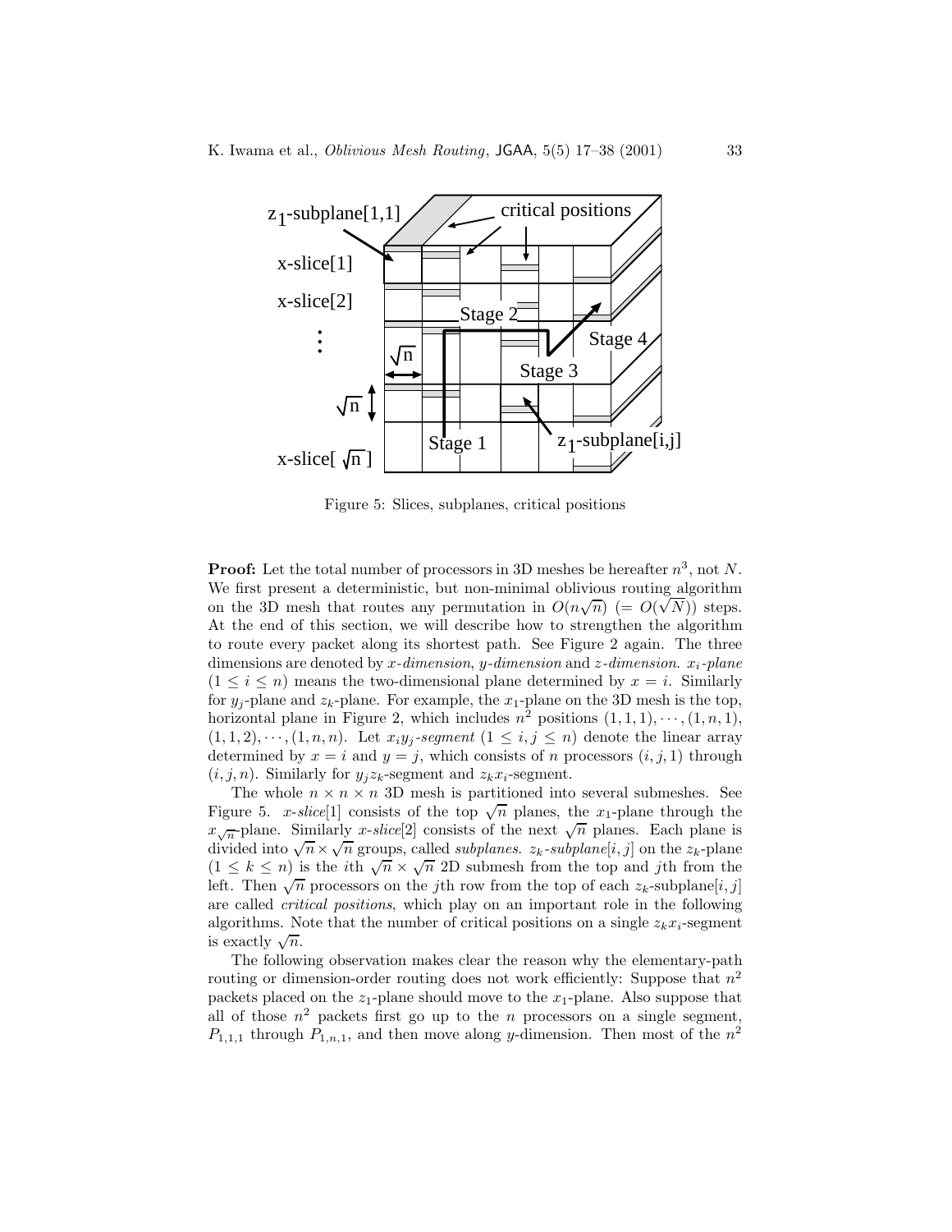Figure 5: Slices, subplanes, critical positions

**Proof:** Let the total number of processors in 3D meshes be hereafter $n^3$, not $N$. We first present a deterministic, but non-minimal oblivious routing algorithm on the 3D mesh that routes any permutation in $O(n\sqrt{n})$ $(= O(\sqrt{N}))$ steps. At the end of this section, we will describe how to strengthen the algorithm to route every packet along its shortest path. See Figure 2 again. The three dimensions are denoted by *x-dimension*, *y-dimension* and *z-dimension*. *$x_i$-plane* $(1 \leq i \leq n)$ means the two-dimensional plane determined by $x = i$. Similarly for $y_j$-plane and $z_k$-plane. For example, the $x_1$-plane on the 3D mesh is the top, horizontal plane in Figure 2, which includes $n^2$ positions $(1,1,1), \cdots, (1,n,1)$, $(1,1,2), \cdots, (1,n,n)$. Let *$x_iy_j$-segment* $(1 \leq i, j \leq n)$ denote the linear array determined by $x = i$ and $y = j$, which consists of $n$ processors $(i,j,1)$ through $(i,j,n)$. Similarly for $y_jz_k$-segment and $z_kx_i$-segment.

The whole $n \times n \times n$ 3D mesh is partitioned into several submeshes. See Figure 5. *x-slice*[1] consists of the top $\sqrt{n}$ planes, the $x_1$-plane through the $x_{\sqrt{n}}$-plane. Similarly *x-slice*[2] consists of the next $\sqrt{n}$ planes. Each plane is divided into $\sqrt{n} \times \sqrt{n}$ groups, called *subplanes*. *$z_k$-subplane*$[i,j]$ on the $z_k$-plane $(1 \leq k \leq n)$ is the $i$th $\sqrt{n} \times \sqrt{n}$ 2D submesh from the top and $j$th from the left. Then $\sqrt{n}$ processors on the $j$th row from the top of each $z_k$-subplane$[i,j]$ are called *critical positions*, which play on an important role in the following algorithms. Note that the number of critical positions on a single $z_kx_i$-segment is exactly $\sqrt{n}$.

The following observation makes clear the reason why the elementary-path routing or dimension-order routing does not work efficiently: Suppose that $n^2$ packets placed on the $z_1$-plane should move to the $x_1$-plane. Also suppose that all of those $n^2$ packets first go up to the $n$ processors on a single segment, $P_{1,1,1}$ through $P_{1,n,1}$, and then move along $y$-dimension. Then most of the $n^2$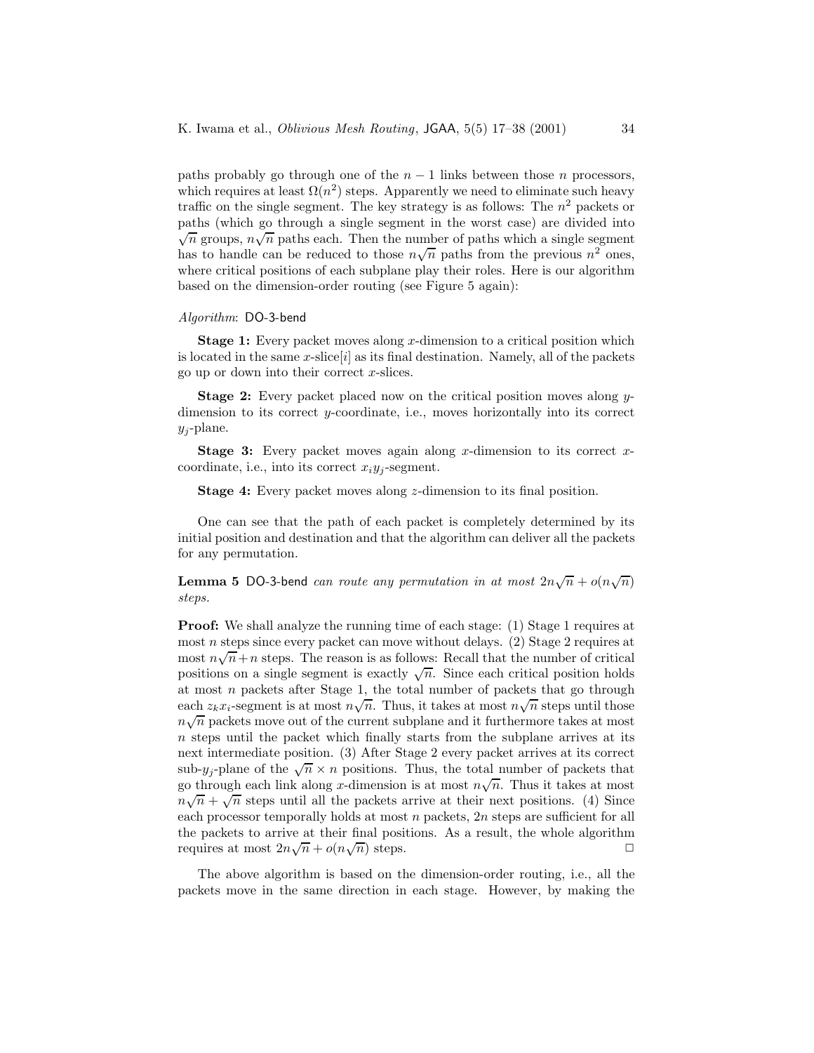paths probably go through one of the $n-1$ links between those $n$ processors, which requires at least $\Omega(n^2)$ steps. Apparently we need to eliminate such heavy traffic on the single segment. The key strategy is as follows: The $n^2$ packets or paths (which go through a single segment in the worst case) are divided into $\sqrt{n}$ groups, $n\sqrt{n}$ paths each. Then the number of paths which a single segment has to handle can be reduced to those $n\sqrt{n}$ paths from the previous $n^2$ ones, where critical positions of each subplane play their roles. Here is our algorithm based on the dimension-order routing (see Figure 5 again):

*Algorithm*: DO-3-bend

**Stage 1:** Every packet moves along $x$-dimension to a critical position which is located in the same $x$-slice[$i$] as its final destination. Namely, all of the packets go up or down into their correct $x$-slices.

**Stage 2:** Every packet placed now on the critical position moves along $y$-dimension to its correct $y$-coordinate, i.e., moves horizontally into its correct $y_j$-plane.

**Stage 3:** Every packet moves again along $x$-dimension to its correct $x$-coordinate, i.e., into its correct $x_i y_j$-segment.

**Stage 4:** Every packet moves along $z$-dimension to its final position.

One can see that the path of each packet is completely determined by its initial position and destination and that the algorithm can deliver all the packets for any permutation.

**Lemma 5** DO-3-bend *can route any permutation in at most* $2n\sqrt{n} + o(n\sqrt{n})$ *steps.*

**Proof:** We shall analyze the running time of each stage: (1) Stage 1 requires at most $n$ steps since every packet can move without delays. (2) Stage 2 requires at most $n\sqrt{n}+n$ steps. The reason is as follows: Recall that the number of critical positions on a single segment is exactly $\sqrt{n}$. Since each critical position holds at most $n$ packets after Stage 1, the total number of packets that go through each $z_k x_i$-segment is at most $n\sqrt{n}$. Thus, it takes at most $n\sqrt{n}$ steps until those $n\sqrt{n}$ packets move out of the current subplane and it furthermore takes at most $n$ steps until the packet which finally starts from the subplane arrives at its next intermediate position. (3) After Stage 2 every packet arrives at its correct sub-$y_j$-plane of the $\sqrt{n} \times n$ positions. Thus, the total number of packets that go through each link along $x$-dimension is at most $n\sqrt{n}$. Thus it takes at most $n\sqrt{n} + \sqrt{n}$ steps until all the packets arrive at their next positions. (4) Since each processor temporally holds at most $n$ packets, $2n$ steps are sufficient for all the packets to arrive at their final positions. As a result, the whole algorithm requires at most $2n\sqrt{n} + o(n\sqrt{n})$ steps. □

The above algorithm is based on the dimension-order routing, i.e., all the packets move in the same direction in each stage. However, by making the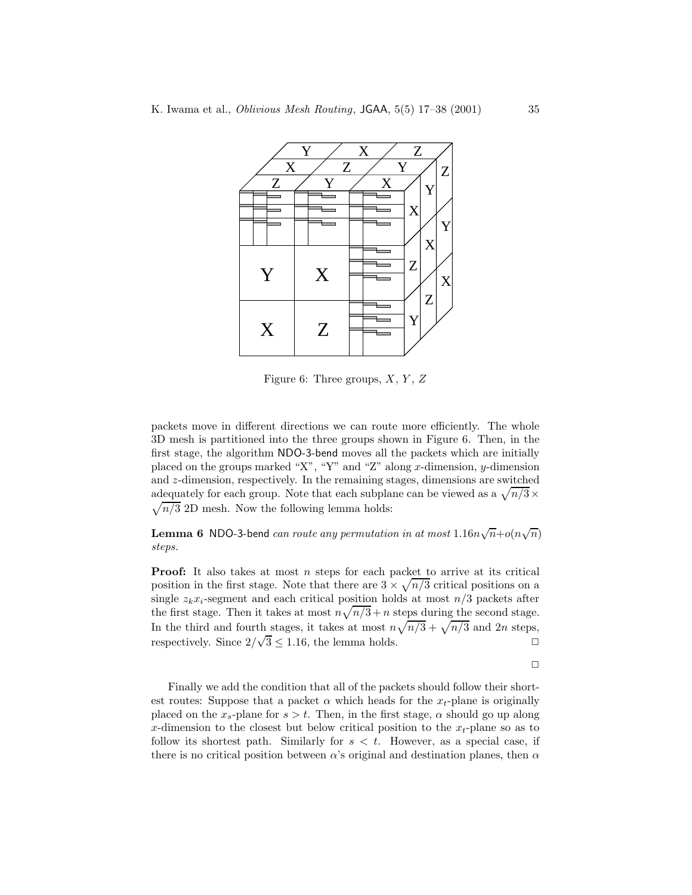Figure 6: Three groups, $X$, $Y$, $Z$

packets move in different directions we can route more efficiently. The whole 3D mesh is partitioned into the three groups shown in Figure 6. Then, in the first stage, the algorithm NDO-3-bend moves all the packets which are initially placed on the groups marked "X", "Y" and "Z" along $x$-dimension, $y$-dimension and $z$-dimension, respectively. In the remaining stages, dimensions are switched adequately for each group. Note that each subplane can be viewed as a $\sqrt{n/3} \times \sqrt{n/3}$ 2D mesh. Now the following lemma holds:

**Lemma 6** NDO-3-bend *can route any permutation in at most* $1.16n\sqrt{n}+o(n\sqrt{n})$ *steps.*

**Proof:** It also takes at most $n$ steps for each packet to arrive at its critical position in the first stage. Note that there are $3 \times \sqrt{n/3}$ critical positions on a single $z_k x_i$-segment and each critical position holds at most $n/3$ packets after the first stage. Then it takes at most $n\sqrt{n/3}+n$ steps during the second stage. In the third and fourth stages, it takes at most $n\sqrt{n/3}+\sqrt{n/3}$ and $2n$ steps, respectively. Since $2/\sqrt{3} \leq 1.16$, the lemma holds. □

□

Finally we add the condition that all of the packets should follow their shortest routes: Suppose that a packet $\alpha$ which heads for the $x_t$-plane is originally placed on the $x_s$-plane for $s > t$. Then, in the first stage, $\alpha$ should go up along $x$-dimension to the closest but below critical position to the $x_t$-plane so as to follow its shortest path. Similarly for $s < t$. However, as a special case, if there is no critical position between $\alpha$'s original and destination planes, then $\alpha$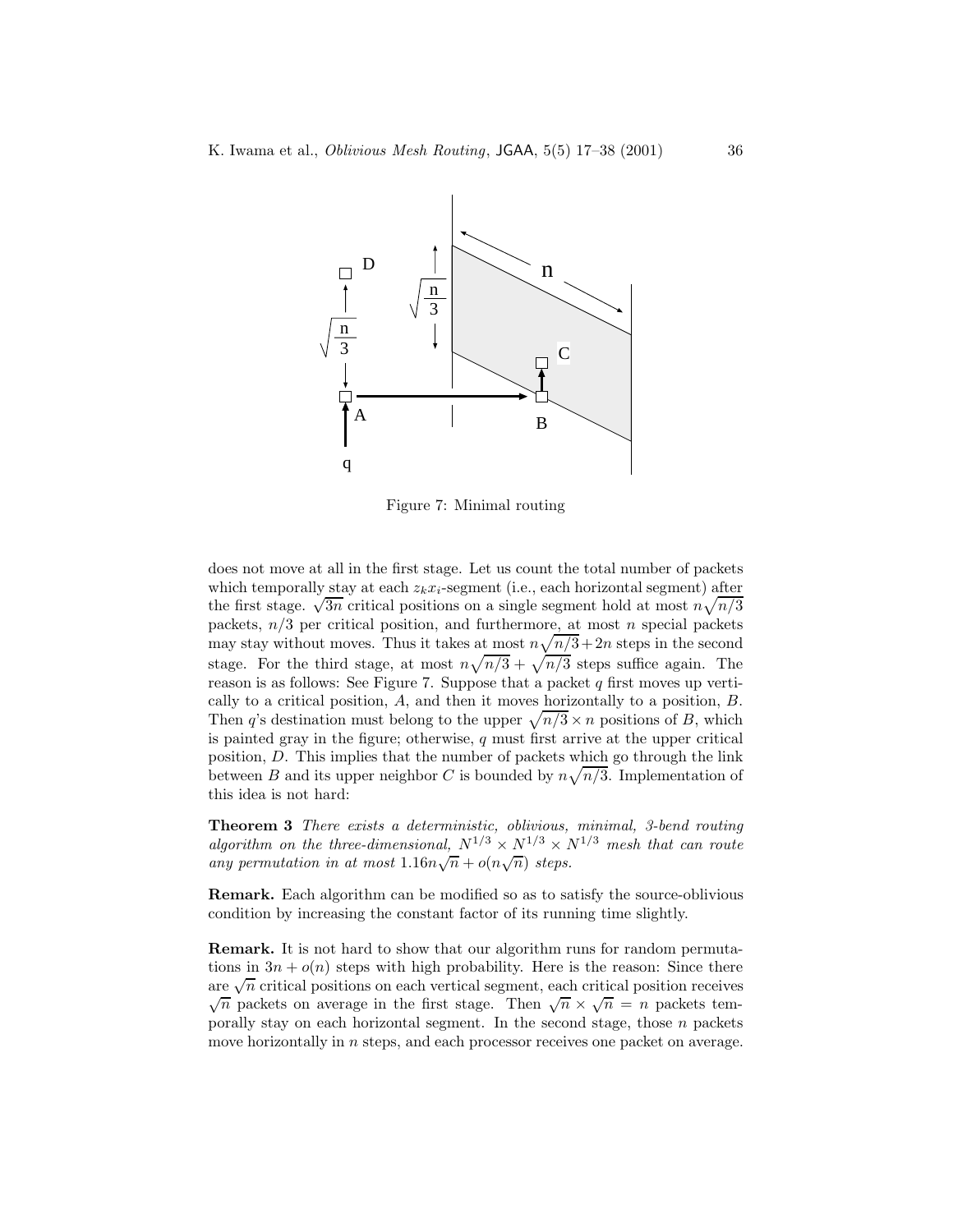Figure 7: Minimal routing

does not move at all in the first stage. Let us count the total number of packets which temporally stay at each $z_k x_i$-segment (i.e., each horizontal segment) after the first stage. $\sqrt{3n}$ critical positions on a single segment hold at most $n\sqrt{n/3}$ packets, $n/3$ per critical position, and furthermore, at most $n$ special packets may stay without moves. Thus it takes at most $n\sqrt{n/3}+2n$ steps in the second stage. For the third stage, at most $n\sqrt{n/3}+\sqrt{n/3}$ steps suffice again. The reason is as follows: See Figure 7. Suppose that a packet $q$ first moves up vertically to a critical position, $A$, and then it moves horizontally to a position, $B$. Then $q$'s destination must belong to the upper $\sqrt{n/3} \times n$ positions of $B$, which is painted gray in the figure; otherwise, $q$ must first arrive at the upper critical position, $D$. This implies that the number of packets which go through the link between $B$ and its upper neighbor $C$ is bounded by $n\sqrt{n/3}$. Implementation of this idea is not hard:

**Theorem 3** *There exists a deterministic, oblivious, minimal, 3-bend routing algorithm on the three-dimensional, $N^{1/3} \times N^{1/3} \times N^{1/3}$ mesh that can route any permutation in at most $1.16n\sqrt{n} + o(n\sqrt{n})$ steps.*

**Remark.** Each algorithm can be modified so as to satisfy the source-oblivious condition by increasing the constant factor of its running time slightly.

**Remark.** It is not hard to show that our algorithm runs for random permutations in $3n + o(n)$ steps with high probability. Here is the reason: Since there are $\sqrt{n}$ critical positions on each vertical segment, each critical position receives $\sqrt{n}$ packets on average in the first stage. Then $\sqrt{n} \times \sqrt{n} = n$ packets temporally stay on each horizontal segment. In the second stage, those $n$ packets move horizontally in $n$ steps, and each processor receives one packet on average.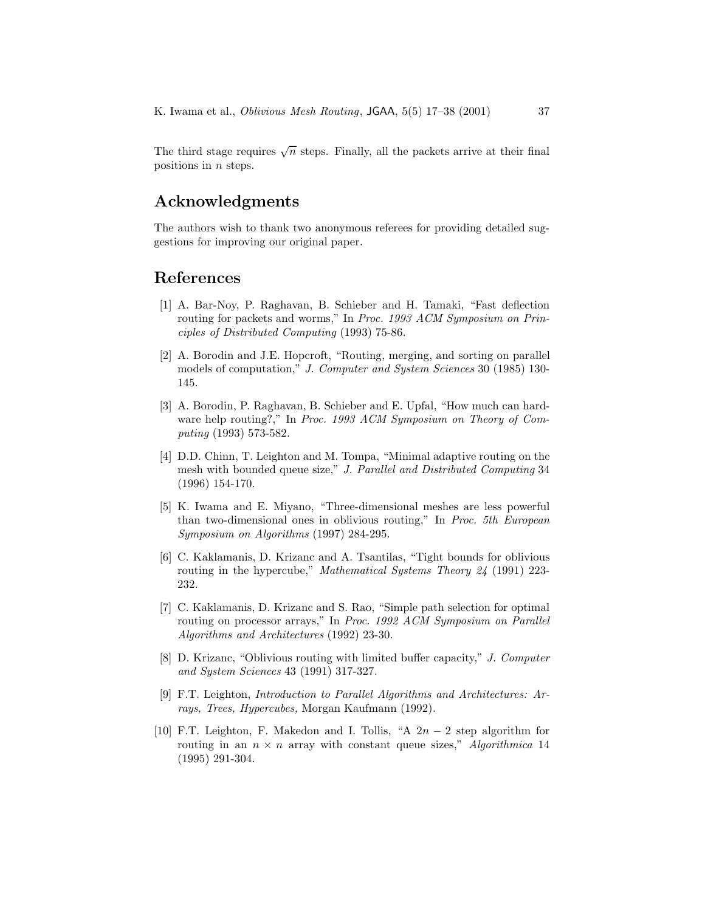The third stage requires $\sqrt{n}$ steps. Finally, all the packets arrive at their final positions in $n$ steps.

## Acknowledgments

The authors wish to thank two anonymous referees for providing detailed suggestions for improving our original paper.

## References

[1] A. Bar-Noy, P. Raghavan, B. Schieber and H. Tamaki, "Fast deflection routing for packets and worms," In *Proc. 1993 ACM Symposium on Principles of Distributed Computing* (1993) 75-86.

[2] A. Borodin and J.E. Hopcroft, "Routing, merging, and sorting on parallel models of computation," *J. Computer and System Sciences* 30 (1985) 130-145.

[3] A. Borodin, P. Raghavan, B. Schieber and E. Upfal, "How much can hardware help routing?," In *Proc. 1993 ACM Symposium on Theory of Computing* (1993) 573-582.

[4] D.D. Chinn, T. Leighton and M. Tompa, "Minimal adaptive routing on the mesh with bounded queue size," *J. Parallel and Distributed Computing* 34 (1996) 154-170.

[5] K. Iwama and E. Miyano, "Three-dimensional meshes are less powerful than two-dimensional ones in oblivious routing," In *Proc. 5th European Symposium on Algorithms* (1997) 284-295.

[6] C. Kaklamanis, D. Krizanc and A. Tsantilas, "Tight bounds for oblivious routing in the hypercube," *Mathematical Systems Theory 24* (1991) 223-232.

[7] C. Kaklamanis, D. Krizanc and S. Rao, "Simple path selection for optimal routing on processor arrays," In *Proc. 1992 ACM Symposium on Parallel Algorithms and Architectures* (1992) 23-30.

[8] D. Krizanc, "Oblivious routing with limited buffer capacity," *J. Computer and System Sciences* 43 (1991) 317-327.

[9] F.T. Leighton, *Introduction to Parallel Algorithms and Architectures: Arrays, Trees, Hypercubes,* Morgan Kaufmann (1992).

[10] F.T. Leighton, F. Makedon and I. Tollis, "A $2n-2$ step algorithm for routing in an $n \times n$ array with constant queue sizes," *Algorithmica* 14 (1995) 291-304.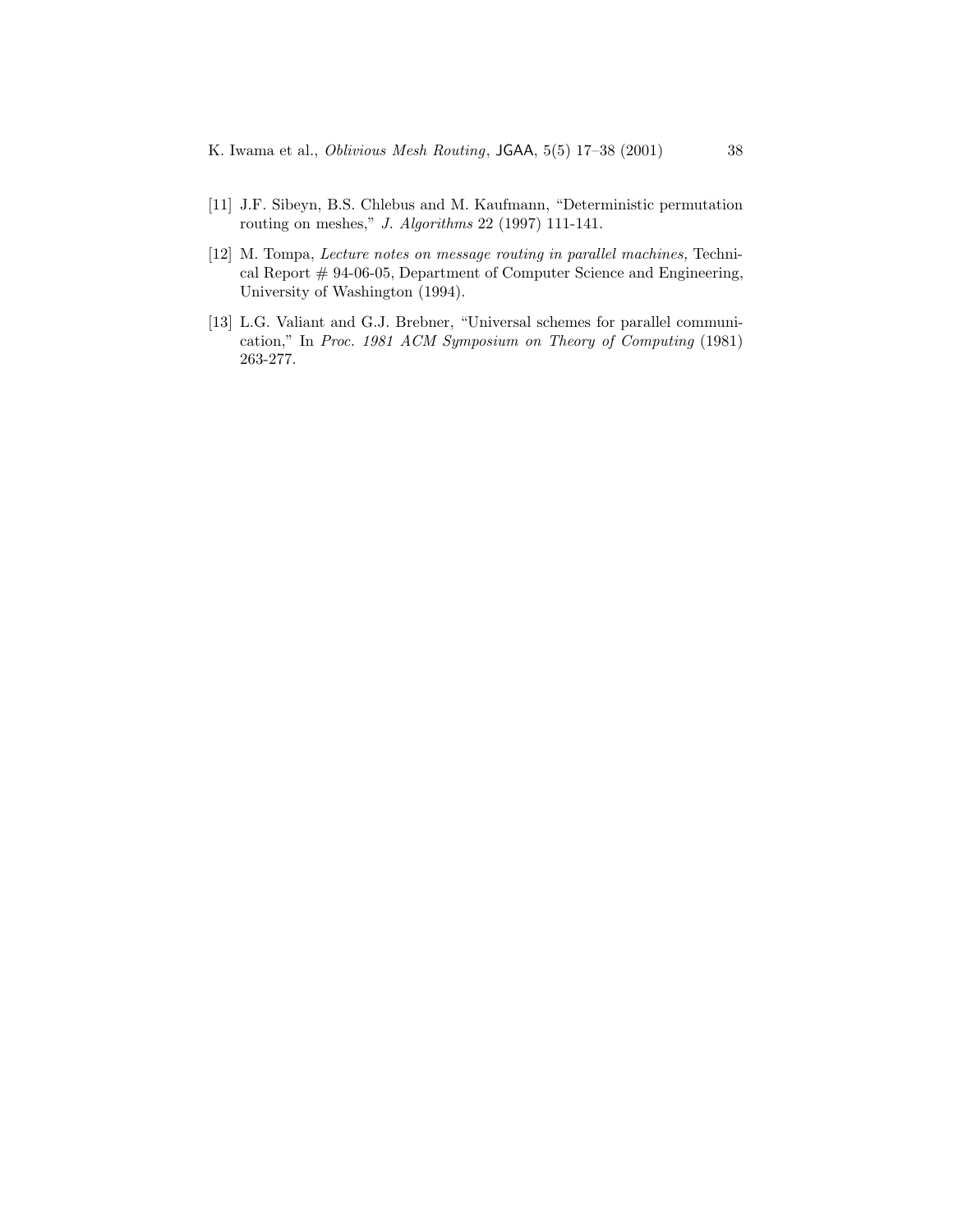[11] J.F. Sibeyn, B.S. Chlebus and M. Kaufmann, "Deterministic permutation routing on meshes," *J. Algorithms* 22 (1997) 111-141.

[12] M. Tompa, *Lecture notes on message routing in parallel machines,* Technical Report # 94-06-05, Department of Computer Science and Engineering, University of Washington (1994).

[13] L.G. Valiant and G.J. Brebner, "Universal schemes for parallel communication," In *Proc. 1981 ACM Symposium on Theory of Computing* (1981) 263-277.